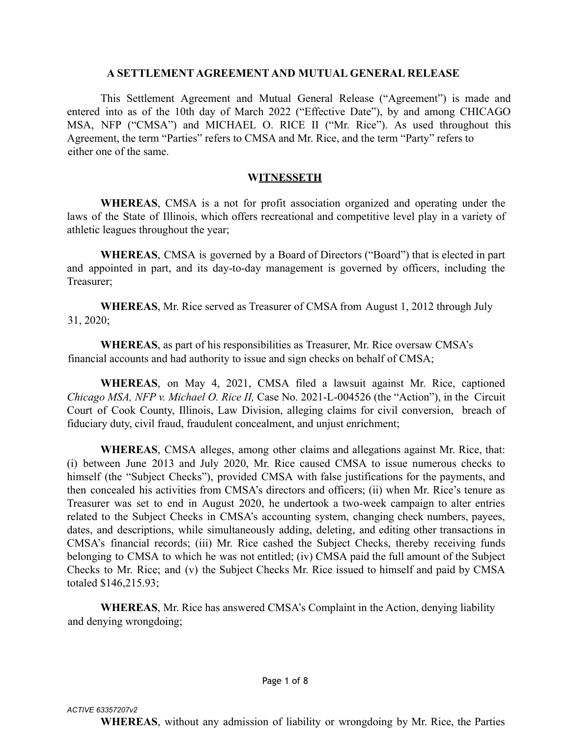**A SETTLEMENT AGREEMENT AND MUTUAL GENERAL RELEASE**

This Settlement Agreement and Mutual General Release ("Agreement") is made and entered into as of the 10th day of March 2022 ("Effective Date"), by and among CHICAGO MSA, NFP ("CMSA") and MICHAEL O. RICE II ("Mr. Rice"). As used throughout this Agreement, the term "Parties" refers to CMSA and Mr. Rice, and the term "Party" refers to either one of the same.

**WITNESSETH**

**WHEREAS**, CMSA is a not for profit association organized and operating under the laws of the State of Illinois, which offers recreational and competitive level play in a variety of athletic leagues throughout the year;

**WHEREAS**, CMSA is governed by a Board of Directors ("Board") that is elected in part and appointed in part, and its day-to-day management is governed by officers, including the Treasurer;

**WHEREAS**, Mr. Rice served as Treasurer of CMSA from August 1, 2012 through July 31, 2020;

**WHEREAS**, as part of his responsibilities as Treasurer, Mr. Rice oversaw CMSA's financial accounts and had authority to issue and sign checks on behalf of CMSA;

**WHEREAS**, on May 4, 2021, CMSA filed a lawsuit against Mr. Rice, captioned *Chicago MSA, NFP v. Michael O. Rice II,* Case No. 2021-L-004526 (the "Action"), in the Circuit Court of Cook County, Illinois, Law Division, alleging claims for civil conversion, breach of fiduciary duty, civil fraud, fraudulent concealment, and unjust enrichment;

**WHEREAS**, CMSA alleges, among other claims and allegations against Mr. Rice, that: (i) between June 2013 and July 2020, Mr. Rice caused CMSA to issue numerous checks to himself (the "Subject Checks"), provided CMSA with false justifications for the payments, and then concealed his activities from CMSA's directors and officers; (ii) when Mr. Rice's tenure as Treasurer was set to end in August 2020, he undertook a two-week campaign to alter entries related to the Subject Checks in CMSA's accounting system, changing check numbers, payees, dates, and descriptions, while simultaneously adding, deleting, and editing other transactions in CMSA's financial records; (iii) Mr. Rice cashed the Subject Checks, thereby receiving funds belonging to CMSA to which he was not entitled; (iv) CMSA paid the full amount of the Subject Checks to Mr. Rice; and (v) the Subject Checks Mr. Rice issued to himself and paid by CMSA totaled $146,215.93;

**WHEREAS**, Mr. Rice has answered CMSA's Complaint in the Action, denying liability and denying wrongdoing;

ACTIVE 63357207v2

**WHEREAS**, without any admission of liability or wrongdoing by Mr. Rice, the Parties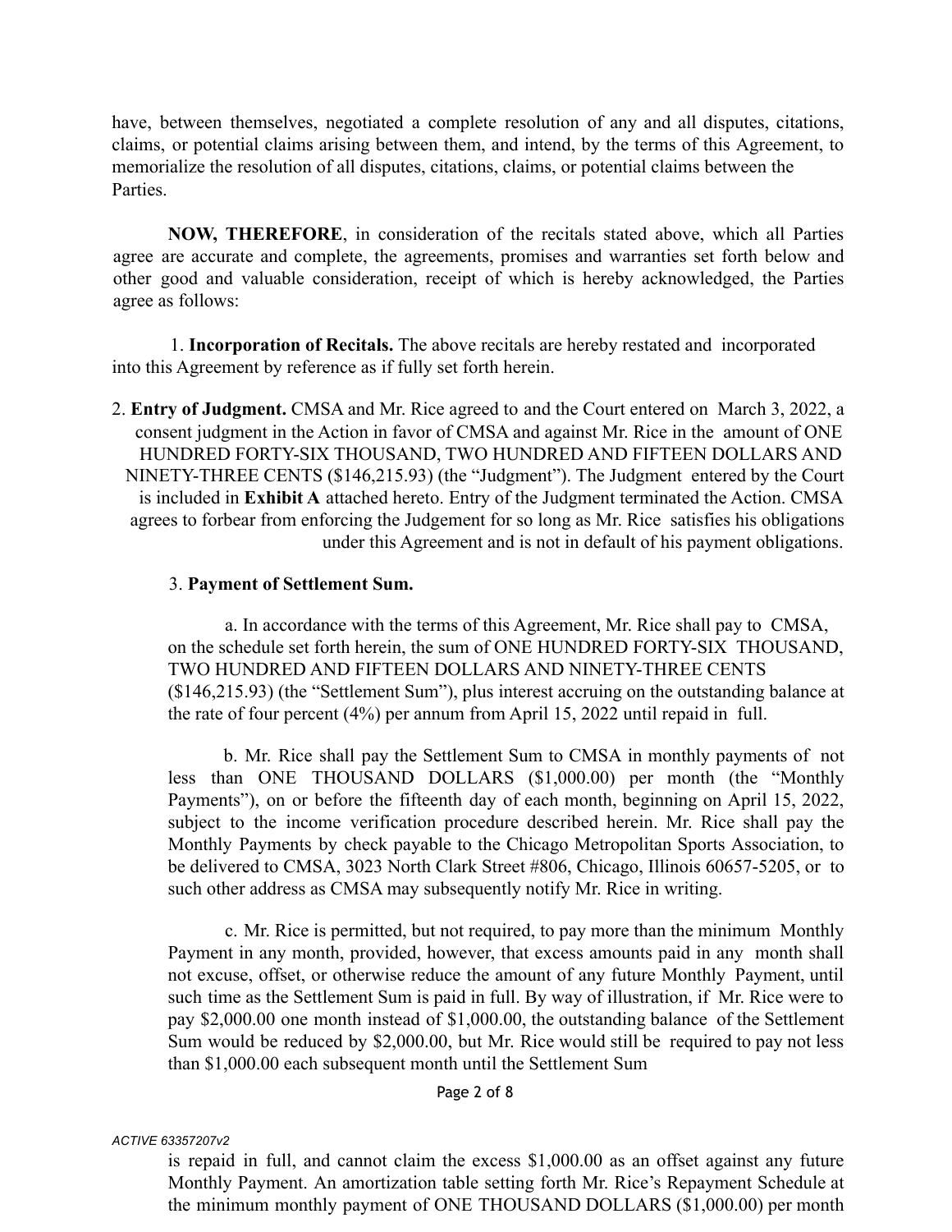have, between themselves, negotiated a complete resolution of any and all disputes, citations, claims, or potential claims arising between them, and intend, by the terms of this Agreement, to memorialize the resolution of all disputes, citations, claims, or potential claims between the Parties.

**NOW, THEREFORE**, in consideration of the recitals stated above, which all Parties agree are accurate and complete, the agreements, promises and warranties set forth below and other good and valuable consideration, receipt of which is hereby acknowledged, the Parties agree as follows:

1. **Incorporation of Recitals.** The above recitals are hereby restated and incorporated into this Agreement by reference as if fully set forth herein.

2. **Entry of Judgment.** CMSA and Mr. Rice agreed to and the Court entered on March 3, 2022, a consent judgment in the Action in favor of CMSA and against Mr. Rice in the amount of ONE HUNDRED FORTY-SIX THOUSAND, TWO HUNDRED AND FIFTEEN DOLLARS AND NINETY-THREE CENTS ($146,215.93) (the "Judgment"). The Judgment entered by the Court is included in **Exhibit A** attached hereto. Entry of the Judgment terminated the Action. CMSA agrees to forbear from enforcing the Judgement for so long as Mr. Rice satisfies his obligations under this Agreement and is not in default of his payment obligations.

3. **Payment of Settlement Sum.**

a. In accordance with the terms of this Agreement, Mr. Rice shall pay to CMSA, on the schedule set forth herein, the sum of ONE HUNDRED FORTY-SIX THOUSAND, TWO HUNDRED AND FIFTEEN DOLLARS AND NINETY-THREE CENTS ($146,215.93) (the "Settlement Sum"), plus interest accruing on the outstanding balance at the rate of four percent (4%) per annum from April 15, 2022 until repaid in full.

b. Mr. Rice shall pay the Settlement Sum to CMSA in monthly payments of not less than ONE THOUSAND DOLLARS ($1,000.00) per month (the "Monthly Payments"), on or before the fifteenth day of each month, beginning on April 15, 2022, subject to the income verification procedure described herein. Mr. Rice shall pay the Monthly Payments by check payable to the Chicago Metropolitan Sports Association, to be delivered to CMSA, 3023 North Clark Street #806, Chicago, Illinois 60657-5205, or to such other address as CMSA may subsequently notify Mr. Rice in writing.

c. Mr. Rice is permitted, but not required, to pay more than the minimum Monthly Payment in any month, provided, however, that excess amounts paid in any month shall not excuse, offset, or otherwise reduce the amount of any future Monthly Payment, until such time as the Settlement Sum is paid in full. By way of illustration, if Mr. Rice were to pay $2,000.00 one month instead of $1,000.00, the outstanding balance of the Settlement Sum would be reduced by $2,000.00, but Mr. Rice would still be required to pay not less than $1,000.00 each subsequent month until the Settlement Sum is repaid in full, and cannot claim the excess $1,000.00 as an offset against any future Monthly Payment. An amortization table setting forth Mr. Rice's Repayment Schedule at the minimum monthly payment of ONE THOUSAND DOLLARS ($1,000.00) per month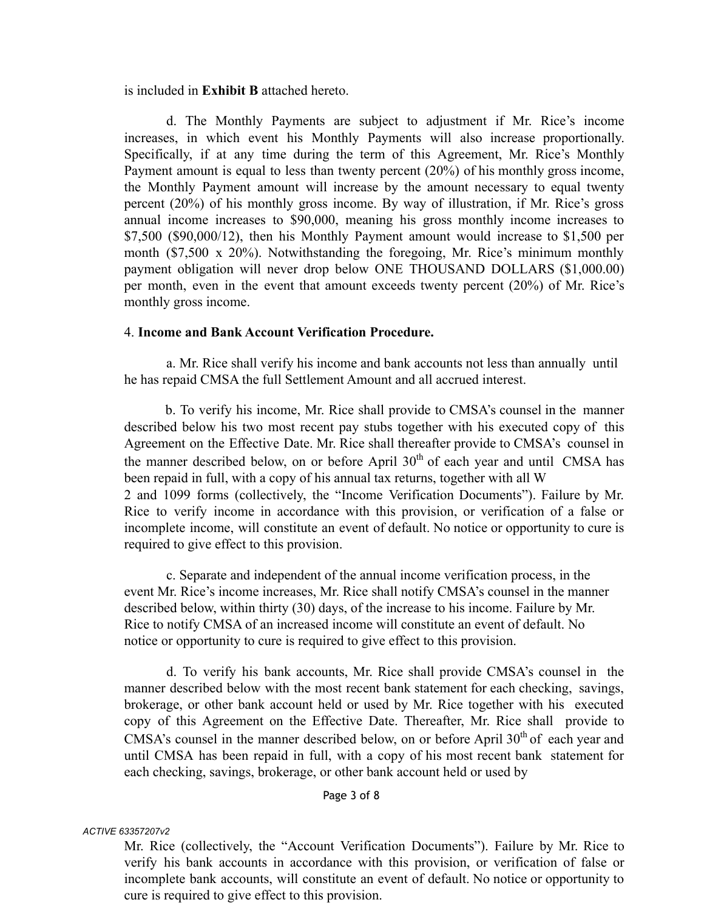is included in **Exhibit B** attached hereto.

d. The Monthly Payments are subject to adjustment if Mr. Rice's income increases, in which event his Monthly Payments will also increase proportionally. Specifically, if at any time during the term of this Agreement, Mr. Rice's Monthly Payment amount is equal to less than twenty percent (20%) of his monthly gross income, the Monthly Payment amount will increase by the amount necessary to equal twenty percent (20%) of his monthly gross income. By way of illustration, if Mr. Rice's gross annual income increases to $90,000, meaning his gross monthly income increases to $7,500 ($90,000/12), then his Monthly Payment amount would increase to $1,500 per month ($7,500 x 20%). Notwithstanding the foregoing, Mr. Rice's minimum monthly payment obligation will never drop below ONE THOUSAND DOLLARS ($1,000.00) per month, even in the event that amount exceeds twenty percent (20%) of Mr. Rice's monthly gross income.

4. **Income and Bank Account Verification Procedure.**

a. Mr. Rice shall verify his income and bank accounts not less than annually until he has repaid CMSA the full Settlement Amount and all accrued interest.

b. To verify his income, Mr. Rice shall provide to CMSA's counsel in the manner described below his two most recent pay stubs together with his executed copy of this Agreement on the Effective Date. Mr. Rice shall thereafter provide to CMSA's counsel in the manner described below, on or before April 30th of each year and until CMSA has been repaid in full, with a copy of his annual tax returns, together with all W 2 and 1099 forms (collectively, the "Income Verification Documents"). Failure by Mr. Rice to verify income in accordance with this provision, or verification of a false or incomplete income, will constitute an event of default. No notice or opportunity to cure is required to give effect to this provision.

c. Separate and independent of the annual income verification process, in the event Mr. Rice's income increases, Mr. Rice shall notify CMSA's counsel in the manner described below, within thirty (30) days, of the increase to his income. Failure by Mr. Rice to notify CMSA of an increased income will constitute an event of default. No notice or opportunity to cure is required to give effect to this provision.

d. To verify his bank accounts, Mr. Rice shall provide CMSA's counsel in the manner described below with the most recent bank statement for each checking, savings, brokerage, or other bank account held or used by Mr. Rice together with his executed copy of this Agreement on the Effective Date. Thereafter, Mr. Rice shall provide to CMSA's counsel in the manner described below, on or before April 30th of each year and until CMSA has been repaid in full, with a copy of his most recent bank statement for each checking, savings, brokerage, or other bank account held or used by Mr. Rice (collectively, the "Account Verification Documents"). Failure by Mr. Rice to verify his bank accounts in accordance with this provision, or verification of false or incomplete bank accounts, will constitute an event of default. No notice or opportunity to cure is required to give effect to this provision.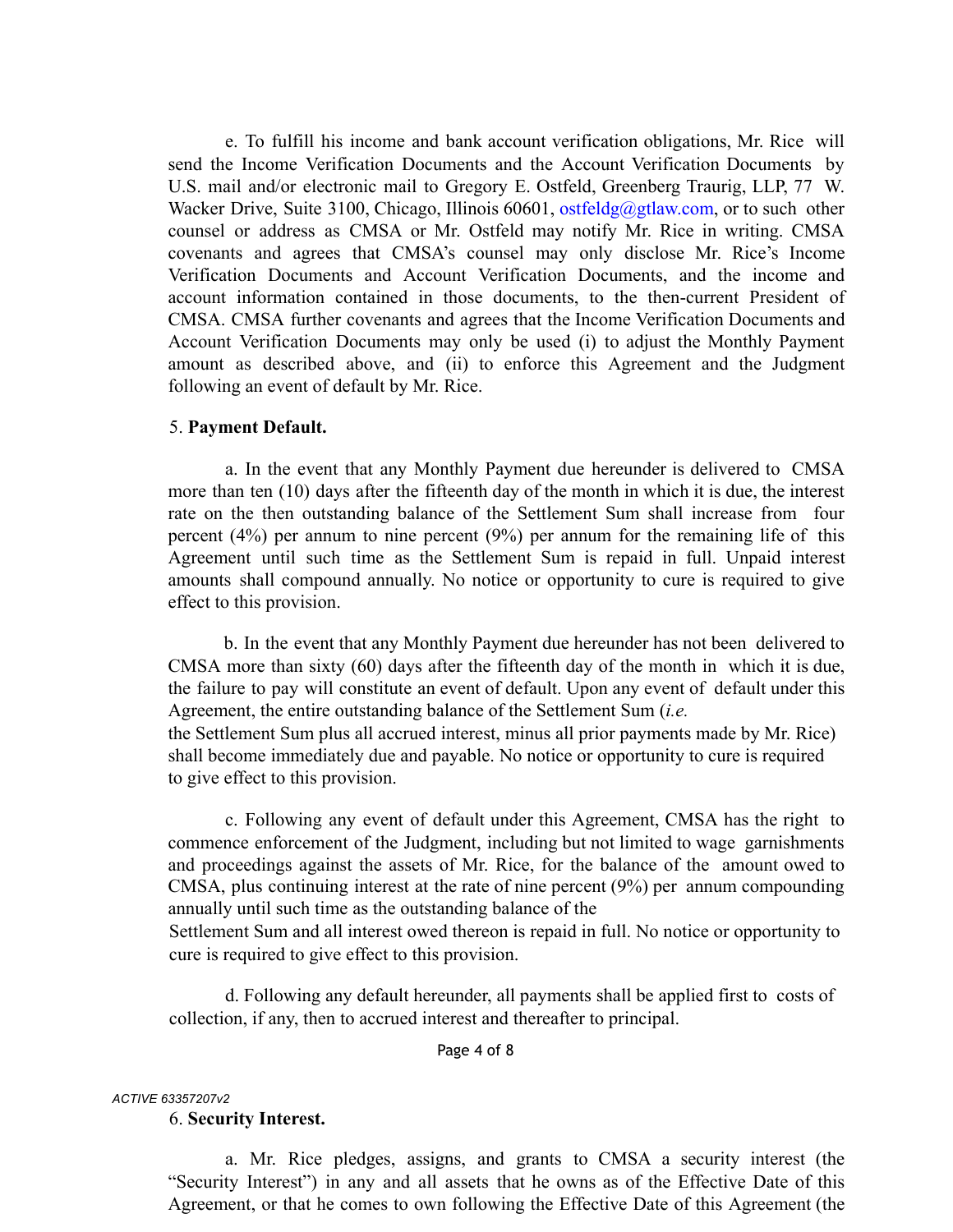e. To fulfill his income and bank account verification obligations, Mr. Rice will send the Income Verification Documents and the Account Verification Documents by U.S. mail and/or electronic mail to Gregory E. Ostfeld, Greenberg Traurig, LLP, 77 W. Wacker Drive, Suite 3100, Chicago, Illinois 60601, ostfeldg@gtlaw.com, or to such other counsel or address as CMSA or Mr. Ostfeld may notify Mr. Rice in writing. CMSA covenants and agrees that CMSA's counsel may only disclose Mr. Rice's Income Verification Documents and Account Verification Documents, and the income and account information contained in those documents, to the then-current President of CMSA. CMSA further covenants and agrees that the Income Verification Documents and Account Verification Documents may only be used (i) to adjust the Monthly Payment amount as described above, and (ii) to enforce this Agreement and the Judgment following an event of default by Mr. Rice.

5. **Payment Default.**

a. In the event that any Monthly Payment due hereunder is delivered to CMSA more than ten (10) days after the fifteenth day of the month in which it is due, the interest rate on the then outstanding balance of the Settlement Sum shall increase from four percent (4%) per annum to nine percent (9%) per annum for the remaining life of this Agreement until such time as the Settlement Sum is repaid in full. Unpaid interest amounts shall compound annually. No notice or opportunity to cure is required to give effect to this provision.

b. In the event that any Monthly Payment due hereunder has not been delivered to CMSA more than sixty (60) days after the fifteenth day of the month in which it is due, the failure to pay will constitute an event of default. Upon any event of default under this Agreement, the entire outstanding balance of the Settlement Sum (*i.e.* the Settlement Sum plus all accrued interest, minus all prior payments made by Mr. Rice) shall become immediately due and payable. No notice or opportunity to cure is required to give effect to this provision.

c. Following any event of default under this Agreement, CMSA has the right to commence enforcement of the Judgment, including but not limited to wage garnishments and proceedings against the assets of Mr. Rice, for the balance of the amount owed to CMSA, plus continuing interest at the rate of nine percent (9%) per annum compounding annually until such time as the outstanding balance of the Settlement Sum and all interest owed thereon is repaid in full. No notice or opportunity to cure is required to give effect to this provision.

d. Following any default hereunder, all payments shall be applied first to costs of collection, if any, then to accrued interest and thereafter to principal.

6. **Security Interest.**

a. Mr. Rice pledges, assigns, and grants to CMSA a security interest (the "Security Interest") in any and all assets that he owns as of the Effective Date of this Agreement, or that he comes to own following the Effective Date of this Agreement (the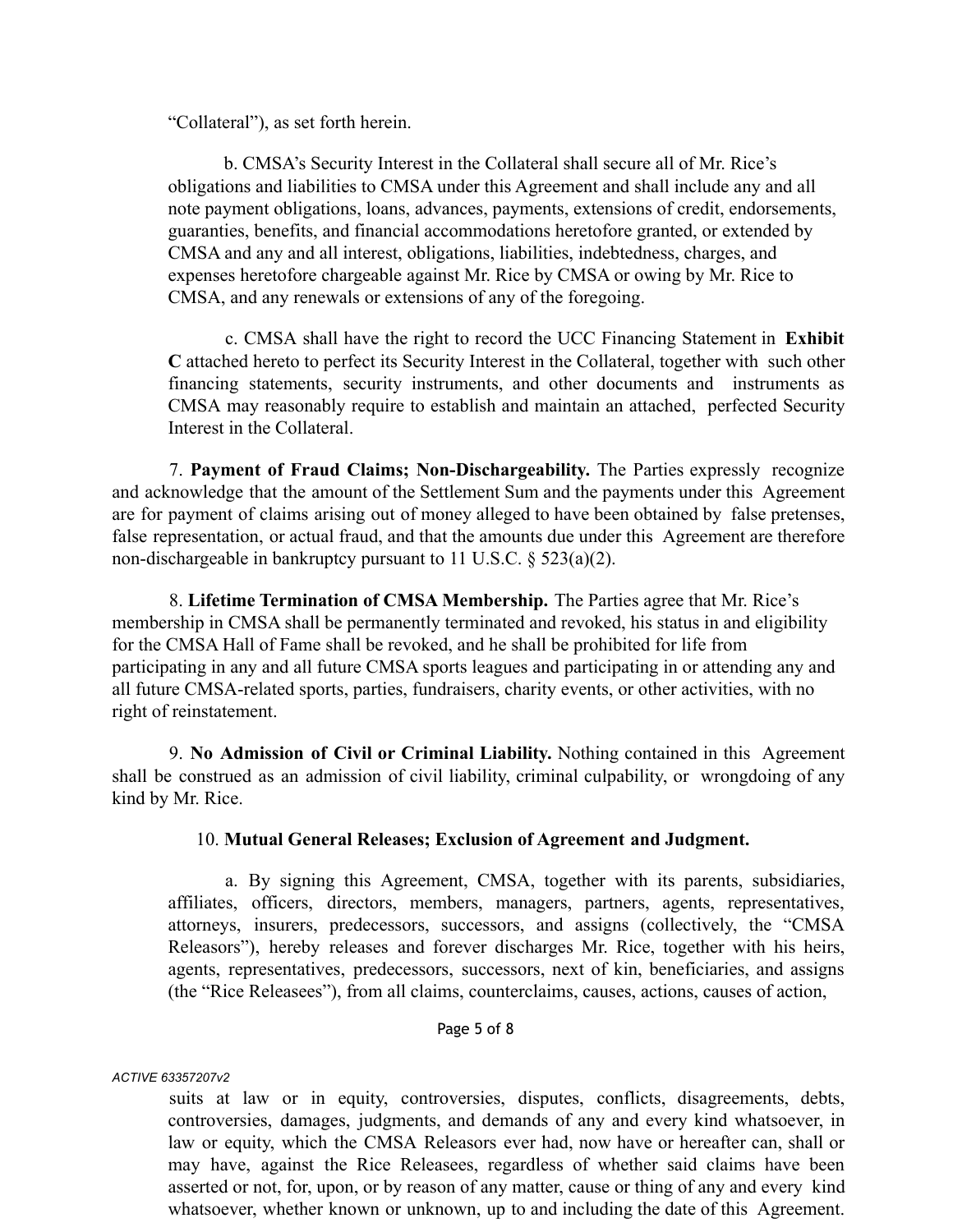"Collateral"), as set forth herein.

b. CMSA's Security Interest in the Collateral shall secure all of Mr. Rice's obligations and liabilities to CMSA under this Agreement and shall include any and all note payment obligations, loans, advances, payments, extensions of credit, endorsements, guaranties, benefits, and financial accommodations heretofore granted, or extended by CMSA and any and all interest, obligations, liabilities, indebtedness, charges, and expenses heretofore chargeable against Mr. Rice by CMSA or owing by Mr. Rice to CMSA, and any renewals or extensions of any of the foregoing.

c. CMSA shall have the right to record the UCC Financing Statement in **Exhibit C** attached hereto to perfect its Security Interest in the Collateral, together with such other financing statements, security instruments, and other documents and instruments as CMSA may reasonably require to establish and maintain an attached, perfected Security Interest in the Collateral.

7. **Payment of Fraud Claims; Non-Dischargeability.** The Parties expressly recognize and acknowledge that the amount of the Settlement Sum and the payments under this Agreement are for payment of claims arising out of money alleged to have been obtained by false pretenses, false representation, or actual fraud, and that the amounts due under this Agreement are therefore non-dischargeable in bankruptcy pursuant to 11 U.S.C. § 523(a)(2).

8. **Lifetime Termination of CMSA Membership.** The Parties agree that Mr. Rice's membership in CMSA shall be permanently terminated and revoked, his status in and eligibility for the CMSA Hall of Fame shall be revoked, and he shall be prohibited for life from participating in any and all future CMSA sports leagues and participating in or attending any and all future CMSA-related sports, parties, fundraisers, charity events, or other activities, with no right of reinstatement.

9. **No Admission of Civil or Criminal Liability.** Nothing contained in this Agreement shall be construed as an admission of civil liability, criminal culpability, or wrongdoing of any kind by Mr. Rice.

10. **Mutual General Releases; Exclusion of Agreement and Judgment.**

a. By signing this Agreement, CMSA, together with its parents, subsidiaries, affiliates, officers, directors, members, managers, partners, agents, representatives, attorneys, insurers, predecessors, successors, and assigns (collectively, the "CMSA Releasors"), hereby releases and forever discharges Mr. Rice, together with his heirs, agents, representatives, predecessors, successors, next of kin, beneficiaries, and assigns (the "Rice Releasees"), from all claims, counterclaims, causes, actions, causes of action, suits at law or in equity, controversies, disputes, conflicts, disagreements, debts, controversies, damages, judgments, and demands of any and every kind whatsoever, in law or equity, which the CMSA Releasors ever had, now have or hereafter can, shall or may have, against the Rice Releasees, regardless of whether said claims have been asserted or not, for, upon, or by reason of any matter, cause or thing of any and every kind whatsoever, whether known or unknown, up to and including the date of this Agreement.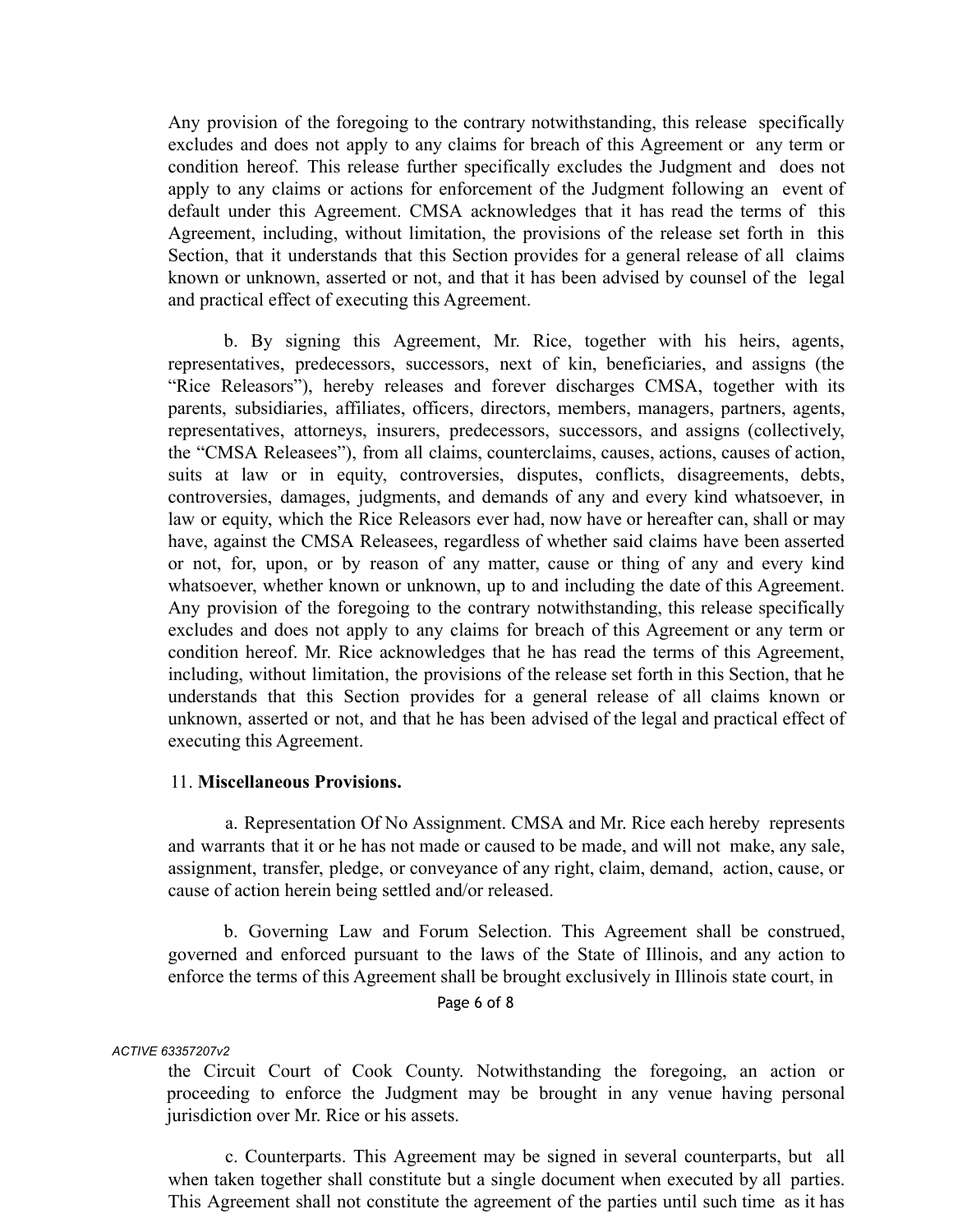Any provision of the foregoing to the contrary notwithstanding, this release specifically excludes and does not apply to any claims for breach of this Agreement or any term or condition hereof. This release further specifically excludes the Judgment and does not apply to any claims or actions for enforcement of the Judgment following an event of default under this Agreement. CMSA acknowledges that it has read the terms of this Agreement, including, without limitation, the provisions of the release set forth in this Section, that it understands that this Section provides for a general release of all claims known or unknown, asserted or not, and that it has been advised by counsel of the legal and practical effect of executing this Agreement.

b. By signing this Agreement, Mr. Rice, together with his heirs, agents, representatives, predecessors, successors, next of kin, beneficiaries, and assigns (the "Rice Releasors"), hereby releases and forever discharges CMSA, together with its parents, subsidiaries, affiliates, officers, directors, members, managers, partners, agents, representatives, attorneys, insurers, predecessors, successors, and assigns (collectively, the "CMSA Releasees"), from all claims, counterclaims, causes, actions, causes of action, suits at law or in equity, controversies, disputes, conflicts, disagreements, debts, controversies, damages, judgments, and demands of any and every kind whatsoever, in law or equity, which the Rice Releasors ever had, now have or hereafter can, shall or may have, against the CMSA Releasees, regardless of whether said claims have been asserted or not, for, upon, or by reason of any matter, cause or thing of any and every kind whatsoever, whether known or unknown, up to and including the date of this Agreement. Any provision of the foregoing to the contrary notwithstanding, this release specifically excludes and does not apply to any claims for breach of this Agreement or any term or condition hereof. Mr. Rice acknowledges that he has read the terms of this Agreement, including, without limitation, the provisions of the release set forth in this Section, that he understands that this Section provides for a general release of all claims known or unknown, asserted or not, and that he has been advised of the legal and practical effect of executing this Agreement.

11. **Miscellaneous Provisions.**

a. Representation Of No Assignment. CMSA and Mr. Rice each hereby represents and warrants that it or he has not made or caused to be made, and will not make, any sale, assignment, transfer, pledge, or conveyance of any right, claim, demand, action, cause, or cause of action herein being settled and/or released.

b. Governing Law and Forum Selection. This Agreement shall be construed, governed and enforced pursuant to the laws of the State of Illinois, and any action to enforce the terms of this Agreement shall be brought exclusively in Illinois state court, in the Circuit Court of Cook County. Notwithstanding the foregoing, an action or proceeding to enforce the Judgment may be brought in any venue having personal jurisdiction over Mr. Rice or his assets.

c. Counterparts. This Agreement may be signed in several counterparts, but all when taken together shall constitute but a single document when executed by all parties. This Agreement shall not constitute the agreement of the parties until such time as it has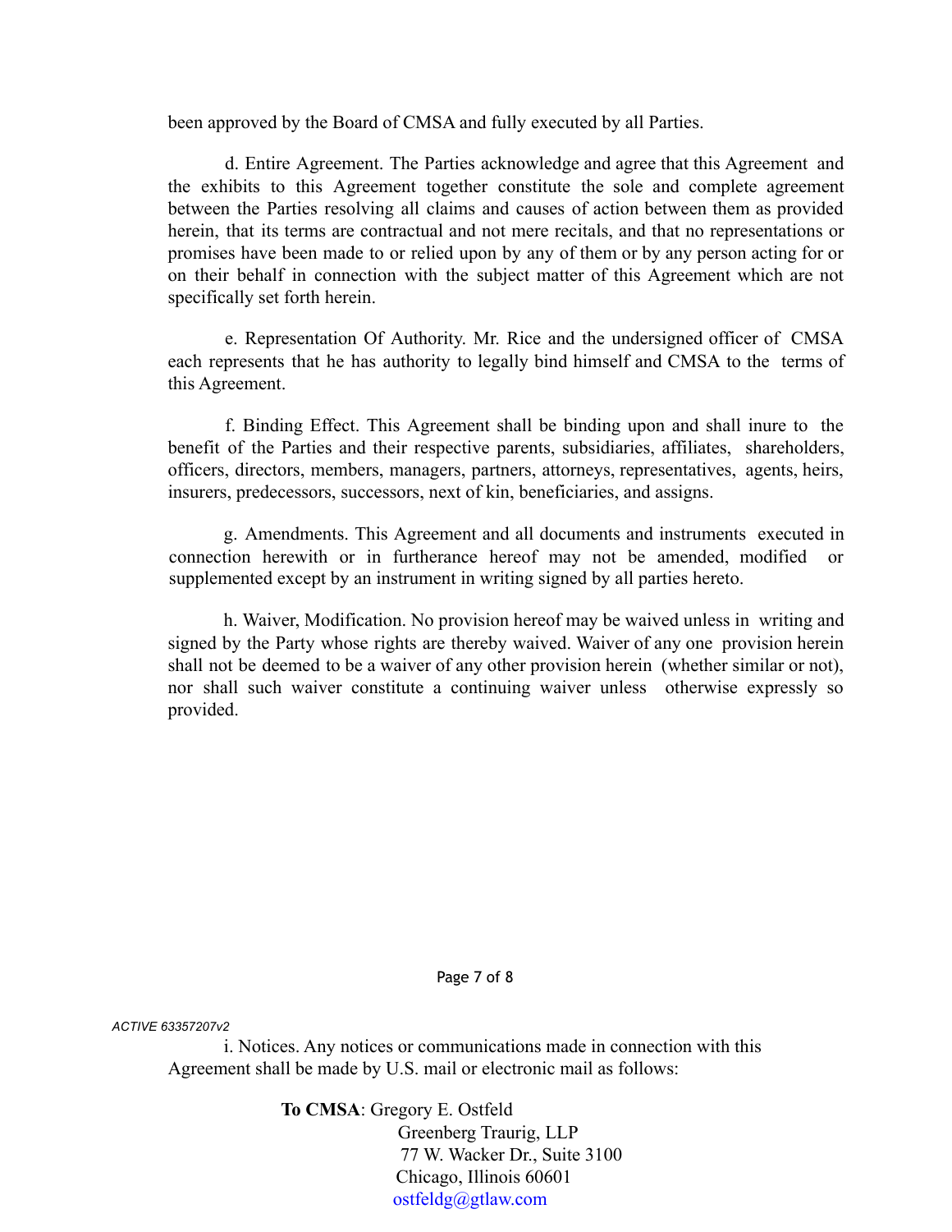been approved by the Board of CMSA and fully executed by all Parties.

d. Entire Agreement. The Parties acknowledge and agree that this Agreement and the exhibits to this Agreement together constitute the sole and complete agreement between the Parties resolving all claims and causes of action between them as provided herein, that its terms are contractual and not mere recitals, and that no representations or promises have been made to or relied upon by any of them or by any person acting for or on their behalf in connection with the subject matter of this Agreement which are not specifically set forth herein.

e. Representation Of Authority. Mr. Rice and the undersigned officer of CMSA each represents that he has authority to legally bind himself and CMSA to the terms of this Agreement.

f. Binding Effect. This Agreement shall be binding upon and shall inure to the benefit of the Parties and their respective parents, subsidiaries, affiliates, shareholders, officers, directors, members, managers, partners, attorneys, representatives, agents, heirs, insurers, predecessors, successors, next of kin, beneficiaries, and assigns.

g. Amendments. This Agreement and all documents and instruments executed in connection herewith or in furtherance hereof may not be amended, modified or supplemented except by an instrument in writing signed by all parties hereto.

h. Waiver, Modification. No provision hereof may be waived unless in writing and signed by the Party whose rights are thereby waived. Waiver of any one provision herein shall not be deemed to be a waiver of any other provision herein (whether similar or not), nor shall such waiver constitute a continuing waiver unless otherwise expressly so provided.

ACTIVE 63357207v2

i. Notices. Any notices or communications made in connection with this Agreement shall be made by U.S. mail or electronic mail as follows:

**To CMSA**: Gregory E. Ostfeld
Greenberg Traurig, LLP
77 W. Wacker Dr., Suite 3100
Chicago, Illinois 60601
ostfeldg@gtlaw.com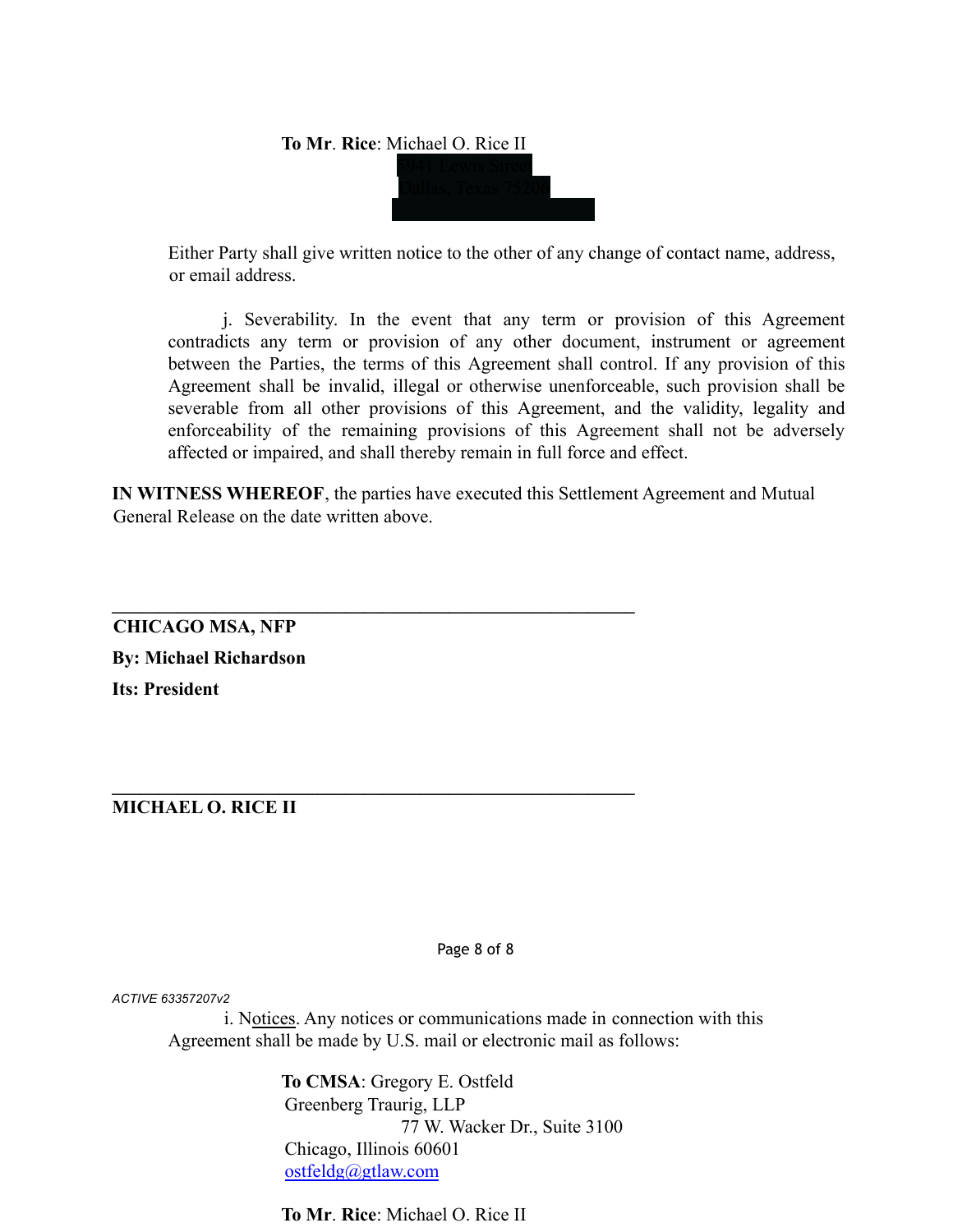**To Mr. Rice**: Michael O. Rice II

[REDACTED]

Either Party shall give written notice to the other of any change of contact name, address, or email address.

j. Severability. In the event that any term or provision of this Agreement contradicts any term or provision of any other document, instrument or agreement between the Parties, the terms of this Agreement shall control. If any provision of this Agreement shall be invalid, illegal or otherwise unenforceable, such provision shall be severable from all other provisions of this Agreement, and the validity, legality and enforceability of the remaining provisions of this Agreement shall not be adversely affected or impaired, and shall thereby remain in full force and effect.

**IN WITNESS WHEREOF**, the parties have executed this Settlement Agreement and Mutual General Release on the date written above.

\_\_\_\_\_\_\_\_\_\_\_\_\_\_\_\_\_\_\_\_\_\_\_\_\_\_\_\_\_\_\_\_\_\_\_\_\_\_\_\_\_\_\_\_\_\_\_\_

**CHICAGO MSA, NFP**

**By: Michael Richardson**

**Its: President**

\_\_\_\_\_\_\_\_\_\_\_\_\_\_\_\_\_\_\_\_\_\_\_\_\_\_\_\_\_\_\_\_\_\_\_\_\_\_\_\_\_\_\_\_\_\_\_\_

**MICHAEL O. RICE II**

i. Notices. Any notices or communications made in connection with this Agreement shall be made by U.S. mail or electronic mail as follows:

**To CMSA**: Gregory E. Ostfeld
Greenberg Traurig, LLP
77 W. Wacker Dr., Suite 3100
Chicago, Illinois 60601
ostfeldg@gtlaw.com

**To Mr. Rice**: Michael O. Rice II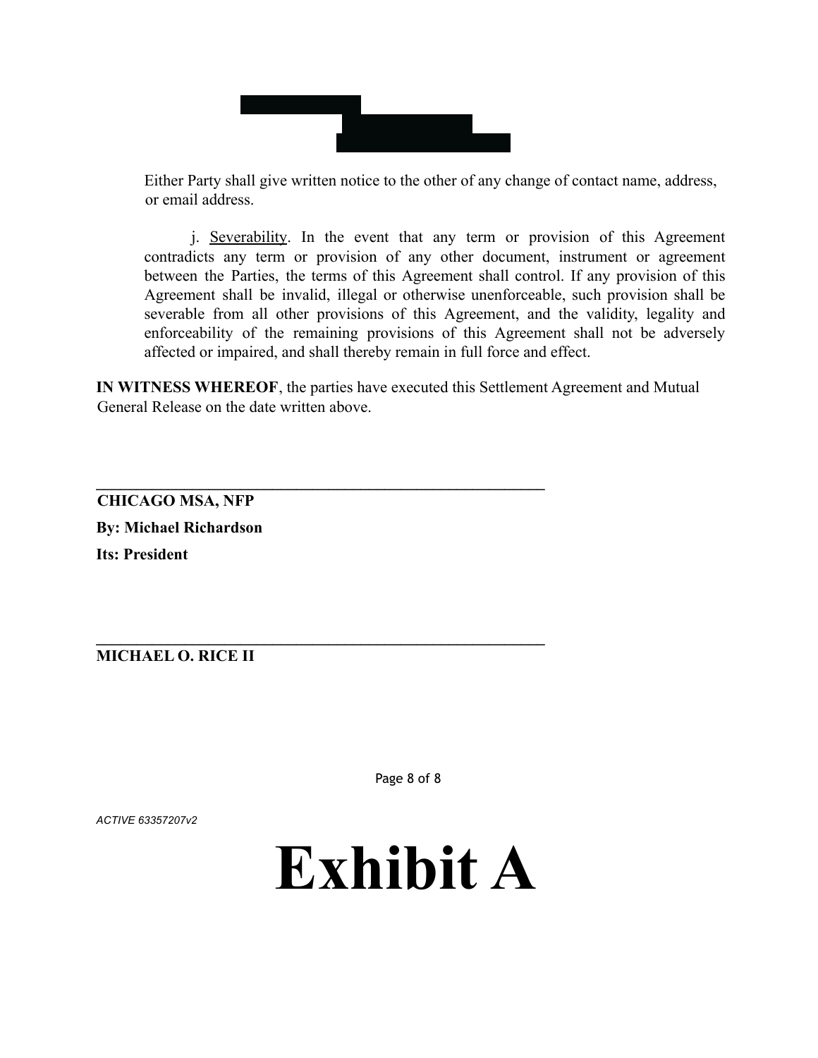Either Party shall give written notice to the other of any change of contact name, address, or email address.

j. Severability. In the event that any term or provision of this Agreement contradicts any term or provision of any other document, instrument or agreement between the Parties, the terms of this Agreement shall control. If any provision of this Agreement shall be invalid, illegal or otherwise unenforceable, such provision shall be severable from all other provisions of this Agreement, and the validity, legality and enforceability of the remaining provisions of this Agreement shall not be adversely affected or impaired, and shall thereby remain in full force and effect.

**IN WITNESS WHEREOF**, the parties have executed this Settlement Agreement and Mutual General Release on the date written above.

______________________________________________

**CHICAGO MSA, NFP**

**By: Michael Richardson**

**Its: President**

______________________________________________

**MICHAEL O. RICE II**

*ACTIVE 63357207v2*

# Exhibit A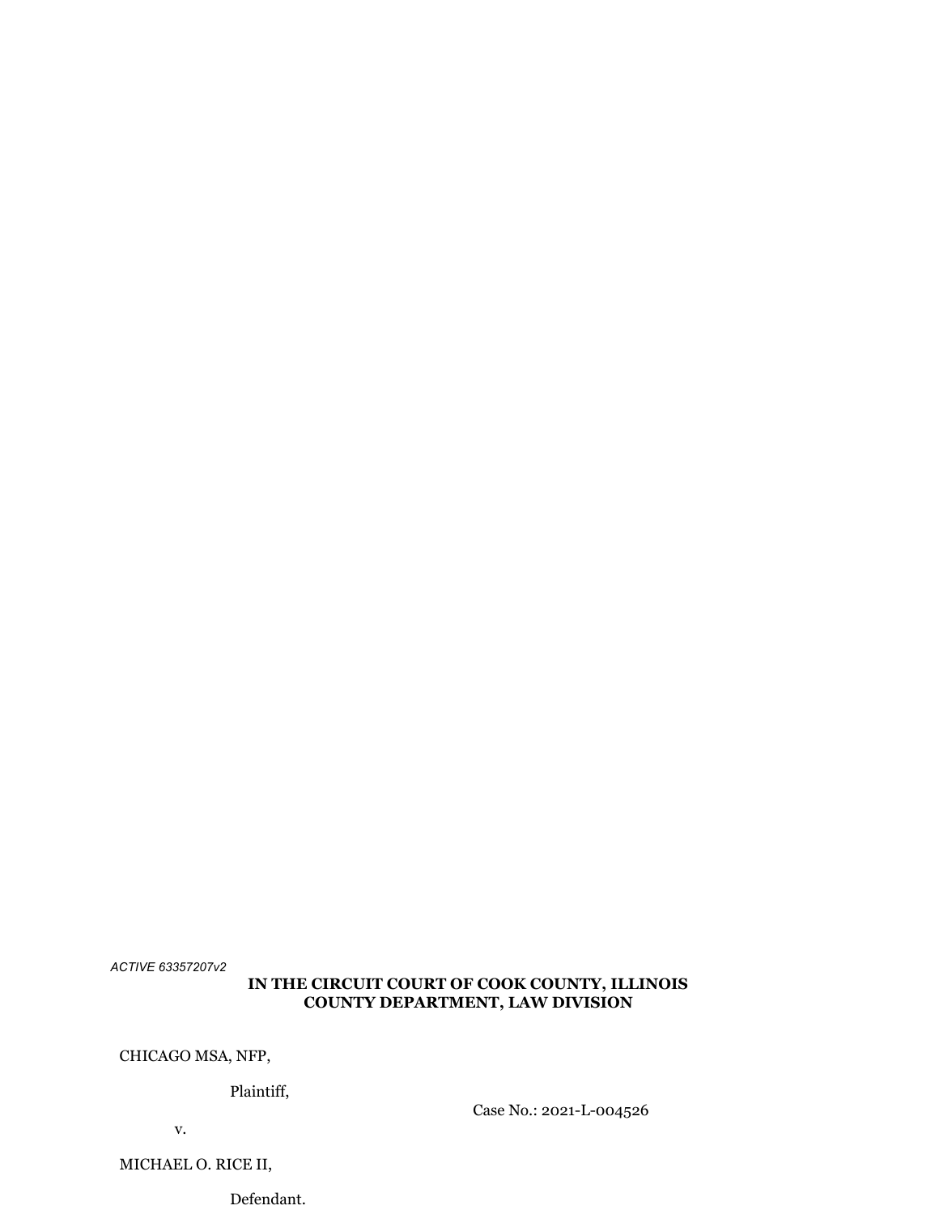ACTIVE 63357207v2

**IN THE CIRCUIT COURT OF COOK COUNTY, ILLINOIS**
**COUNTY DEPARTMENT, LAW DIVISION**

CHICAGO MSA, NFP,

Plaintiff,

v.

MICHAEL O. RICE II,

Defendant.

Case No.: 2021-L-004526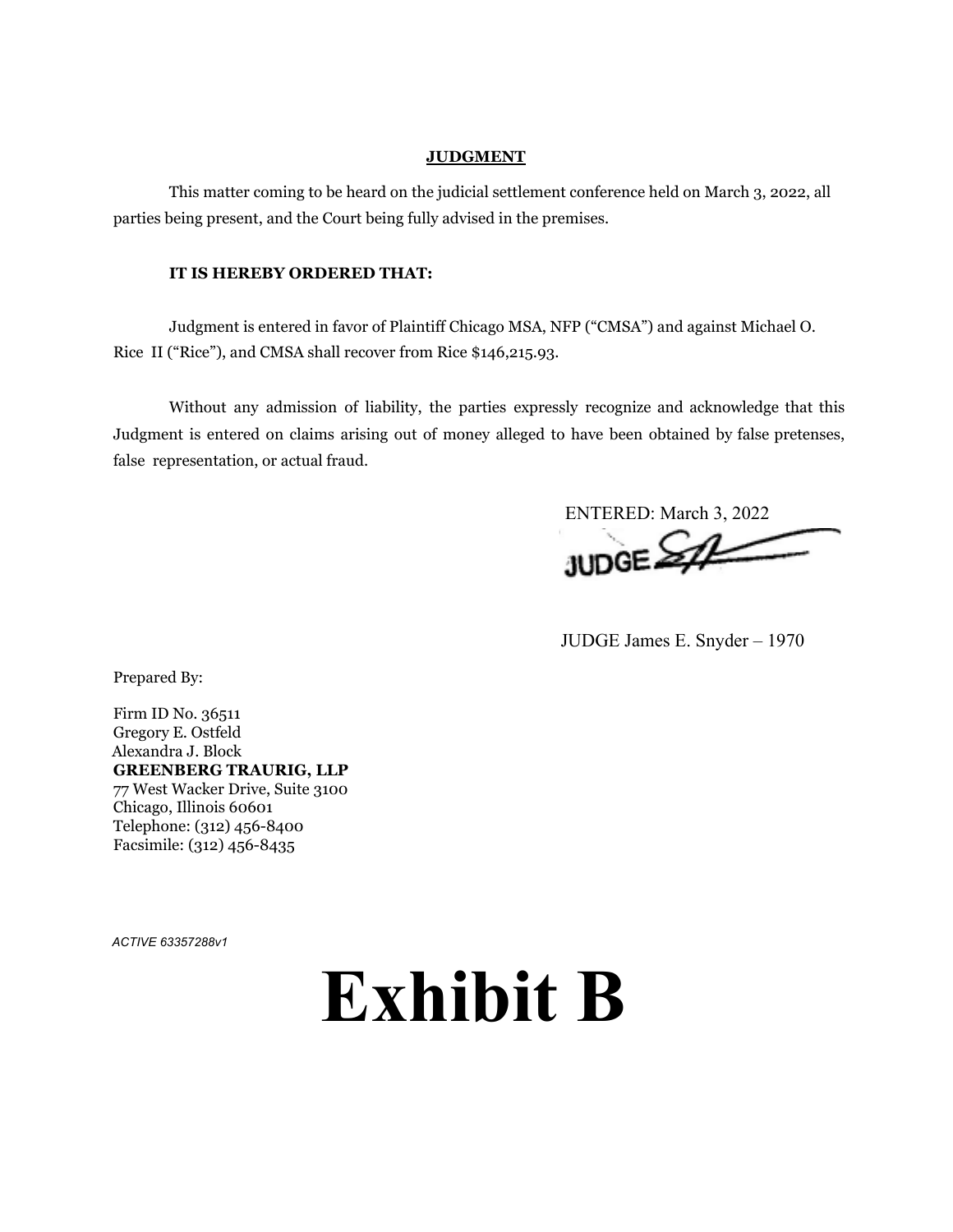**JUDGMENT**

This matter coming to be heard on the judicial settlement conference held on March 3, 2022, all parties being present, and the Court being fully advised in the premises.

**IT IS HEREBY ORDERED THAT:**

Judgment is entered in favor of Plaintiff Chicago MSA, NFP ("CMSA") and against Michael O. Rice II ("Rice"), and CMSA shall recover from Rice $146,215.93.

Without any admission of liability, the parties expressly recognize and acknowledge that this Judgment is entered on claims arising out of money alleged to have been obtained by false pretenses, false representation, or actual fraud.

ENTERED: March 3, 2022

JUDGE

JUDGE James E. Snyder – 1970

Prepared By:

Firm ID No. 36511
Gregory E. Ostfeld
Alexandra J. Block
**GREENBERG TRAURIG, LLP**
77 West Wacker Drive, Suite 3100
Chicago, Illinois 60601
Telephone: (312) 456-8400
Facsimile: (312) 456-8435

*ACTIVE 63357288v1*

# Exhibit B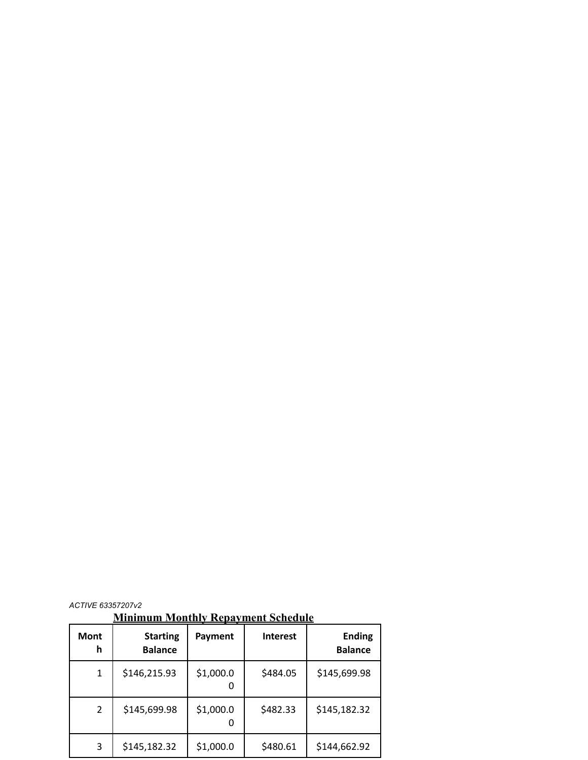## Minimum Monthly Repayment Schedule

| Month | Starting Balance | Payment | Interest | Ending Balance |
|---|---|---|---|---|
| 1 | $146,215.93 | $1,000.00 | $484.05 | $145,699.98 |
| 2 | $145,699.98 | $1,000.00 | $482.33 | $145,182.32 |
| 3 | $145,182.32 | $1,000.0 | $480.61 | $144,662.92 |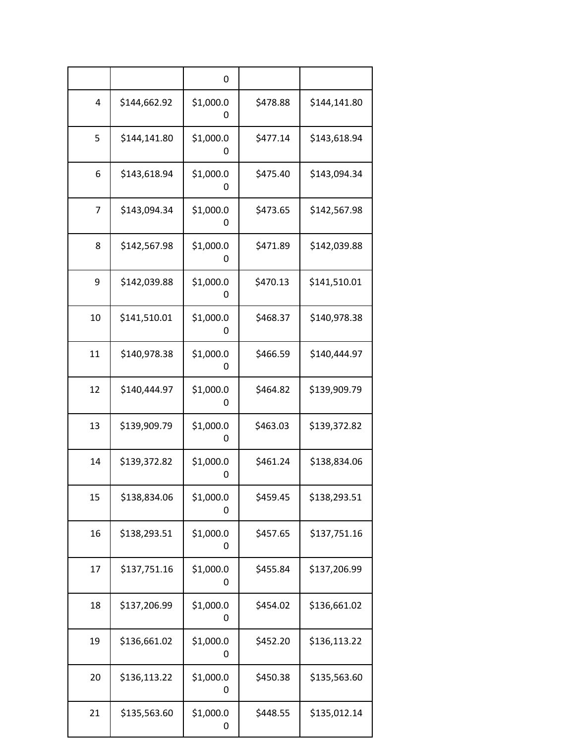| | | | | |
|---|---|---|---|---|
| | | 0 | | |
| 4 | $144,662.92 | $1,000.00 | $478.88 | $144,141.80 |
| 5 | $144,141.80 | $1,000.00 | $477.14 | $143,618.94 |
| 6 | $143,618.94 | $1,000.00 | $475.40 | $143,094.34 |
| 7 | $143,094.34 | $1,000.00 | $473.65 | $142,567.98 |
| 8 | $142,567.98 | $1,000.00 | $471.89 | $142,039.88 |
| 9 | $142,039.88 | $1,000.00 | $470.13 | $141,510.01 |
| 10 | $141,510.01 | $1,000.00 | $468.37 | $140,978.38 |
| 11 | $140,978.38 | $1,000.00 | $466.59 | $140,444.97 |
| 12 | $140,444.97 | $1,000.00 | $464.82 | $139,909.79 |
| 13 | $139,909.79 | $1,000.00 | $463.03 | $139,372.82 |
| 14 | $139,372.82 | $1,000.00 | $461.24 | $138,834.06 |
| 15 | $138,834.06 | $1,000.00 | $459.45 | $138,293.51 |
| 16 | $138,293.51 | $1,000.00 | $457.65 | $137,751.16 |
| 17 | $137,751.16 | $1,000.00 | $455.84 | $137,206.99 |
| 18 | $137,206.99 | $1,000.00 | $454.02 | $136,661.02 |
| 19 | $136,661.02 | $1,000.00 | $452.20 | $136,113.22 |
| 20 | $136,113.22 | $1,000.00 | $450.38 | $135,563.60 |
| 21 | $135,563.60 | $1,000.00 | $448.55 | $135,012.14 |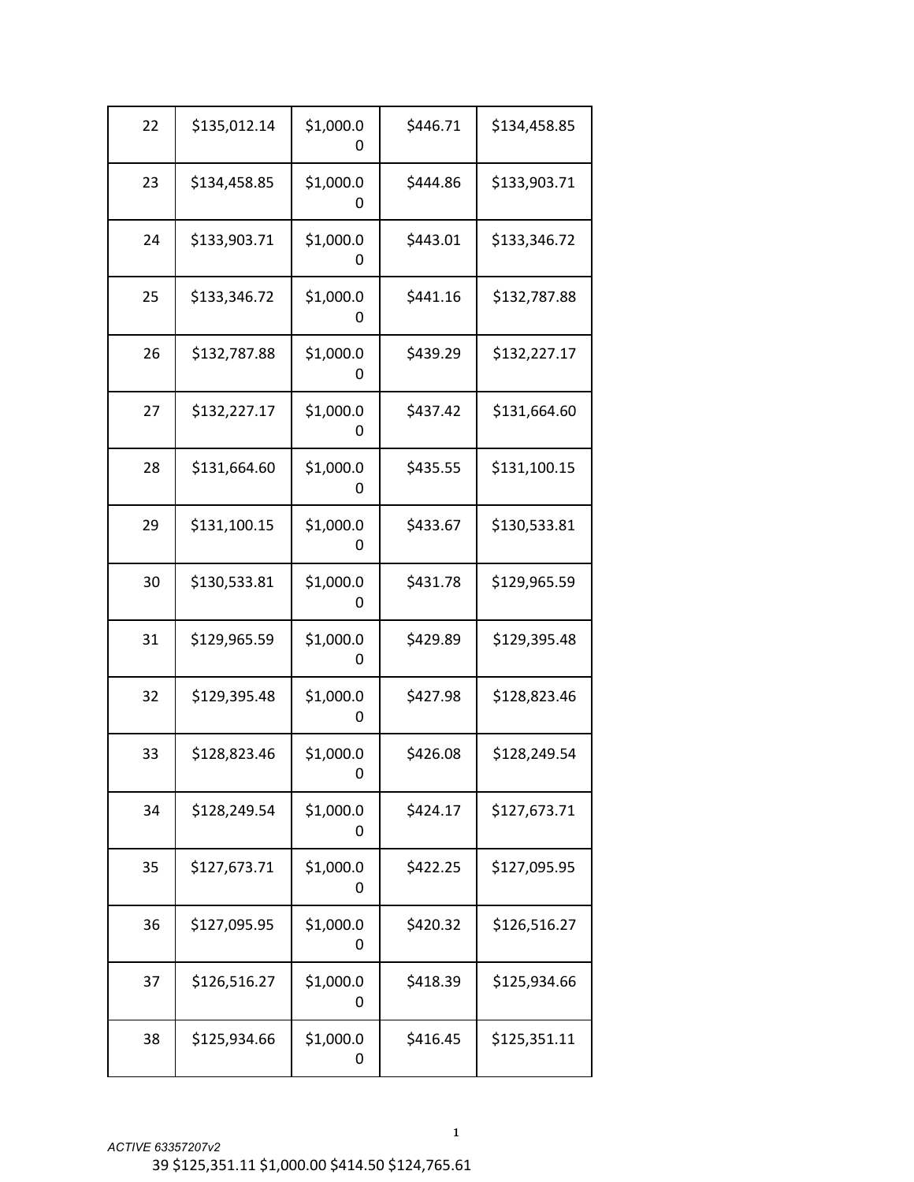| 22 | $135,012.14 | $1,000.00 | $446.71 | $134,458.85 |
|---|---|---|---|---|
| 23 | $134,458.85 | $1,000.00 | $444.86 | $133,903.71 |
| 24 | $133,903.71 | $1,000.00 | $443.01 | $133,346.72 |
| 25 | $133,346.72 | $1,000.00 | $441.16 | $132,787.88 |
| 26 | $132,787.88 | $1,000.00 | $439.29 | $132,227.17 |
| 27 | $132,227.17 | $1,000.00 | $437.42 | $131,664.60 |
| 28 | $131,664.60 | $1,000.00 | $435.55 | $131,100.15 |
| 29 | $131,100.15 | $1,000.00 | $433.67 | $130,533.81 |
| 30 | $130,533.81 | $1,000.00 | $431.78 | $129,965.59 |
| 31 | $129,965.59 | $1,000.00 | $429.89 | $129,395.48 |
| 32 | $129,395.48 | $1,000.00 | $427.98 | $128,823.46 |
| 33 | $128,823.46 | $1,000.00 | $426.08 | $128,249.54 |
| 34 | $128,249.54 | $1,000.00 | $424.17 | $127,673.71 |
| 35 | $127,673.71 | $1,000.00 | $422.25 | $127,095.95 |
| 36 | $127,095.95 | $1,000.00 | $420.32 | $126,516.27 |
| 37 | $126,516.27 | $1,000.00 | $418.39 | $125,934.66 |
| 38 | $125,934.66 | $1,000.00 | $416.45 | $125,351.11 |

ACTIVE 63357207v2

39 $125,351.11 $1,000.00 $414.50 $124,765.61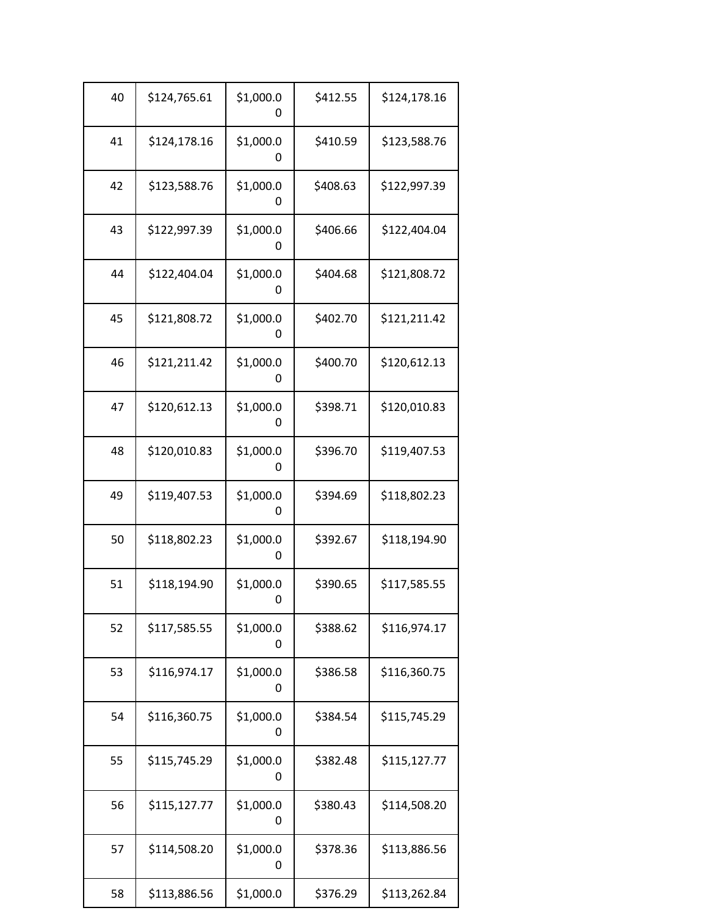| 40 | $124,765.61 | $1,000.00 | $412.55 | $124,178.16 |
|---|---|---|---|---|
| 41 | $124,178.16 | $1,000.00 | $410.59 | $123,588.76 |
| 42 | $123,588.76 | $1,000.00 | $408.63 | $122,997.39 |
| 43 | $122,997.39 | $1,000.00 | $406.66 | $122,404.04 |
| 44 | $122,404.04 | $1,000.00 | $404.68 | $121,808.72 |
| 45 | $121,808.72 | $1,000.00 | $402.70 | $121,211.42 |
| 46 | $121,211.42 | $1,000.00 | $400.70 | $120,612.13 |
| 47 | $120,612.13 | $1,000.00 | $398.71 | $120,010.83 |
| 48 | $120,010.83 | $1,000.00 | $396.70 | $119,407.53 |
| 49 | $119,407.53 | $1,000.00 | $394.69 | $118,802.23 |
| 50 | $118,802.23 | $1,000.00 | $392.67 | $118,194.90 |
| 51 | $118,194.90 | $1,000.00 | $390.65 | $117,585.55 |
| 52 | $117,585.55 | $1,000.00 | $388.62 | $116,974.17 |
| 53 | $116,974.17 | $1,000.00 | $386.58 | $116,360.75 |
| 54 | $116,360.75 | $1,000.00 | $384.54 | $115,745.29 |
| 55 | $115,745.29 | $1,000.00 | $382.48 | $115,127.77 |
| 56 | $115,127.77 | $1,000.00 | $380.43 | $114,508.20 |
| 57 | $114,508.20 | $1,000.00 | $378.36 | $113,886.56 |
| 58 | $113,886.56 | $1,000.0 | $376.29 | $113,262.84 |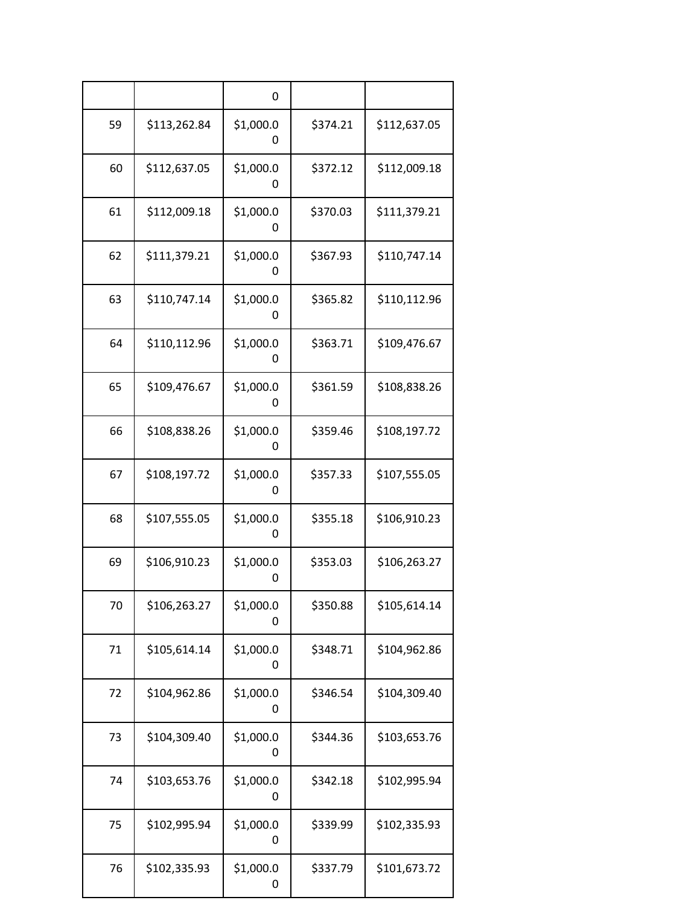| | | 0 | | |
|---|---|---|---|---|
| 59 | $113,262.84 | $1,000.00 | $374.21 | $112,637.05 |
| 60 | $112,637.05 | $1,000.00 | $372.12 | $112,009.18 |
| 61 | $112,009.18 | $1,000.00 | $370.03 | $111,379.21 |
| 62 | $111,379.21 | $1,000.00 | $367.93 | $110,747.14 |
| 63 | $110,747.14 | $1,000.00 | $365.82 | $110,112.96 |
| 64 | $110,112.96 | $1,000.00 | $363.71 | $109,476.67 |
| 65 | $109,476.67 | $1,000.00 | $361.59 | $108,838.26 |
| 66 | $108,838.26 | $1,000.00 | $359.46 | $108,197.72 |
| 67 | $108,197.72 | $1,000.00 | $357.33 | $107,555.05 |
| 68 | $107,555.05 | $1,000.00 | $355.18 | $106,910.23 |
| 69 | $106,910.23 | $1,000.00 | $353.03 | $106,263.27 |
| 70 | $106,263.27 | $1,000.00 | $350.88 | $105,614.14 |
| 71 | $105,614.14 | $1,000.00 | $348.71 | $104,962.86 |
| 72 | $104,962.86 | $1,000.00 | $346.54 | $104,309.40 |
| 73 | $104,309.40 | $1,000.00 | $344.36 | $103,653.76 |
| 74 | $103,653.76 | $1,000.00 | $342.18 | $102,995.94 |
| 75 | $102,995.94 | $1,000.00 | $339.99 | $102,335.93 |
| 76 | $102,335.93 | $1,000.00 | $337.79 | $101,673.72 |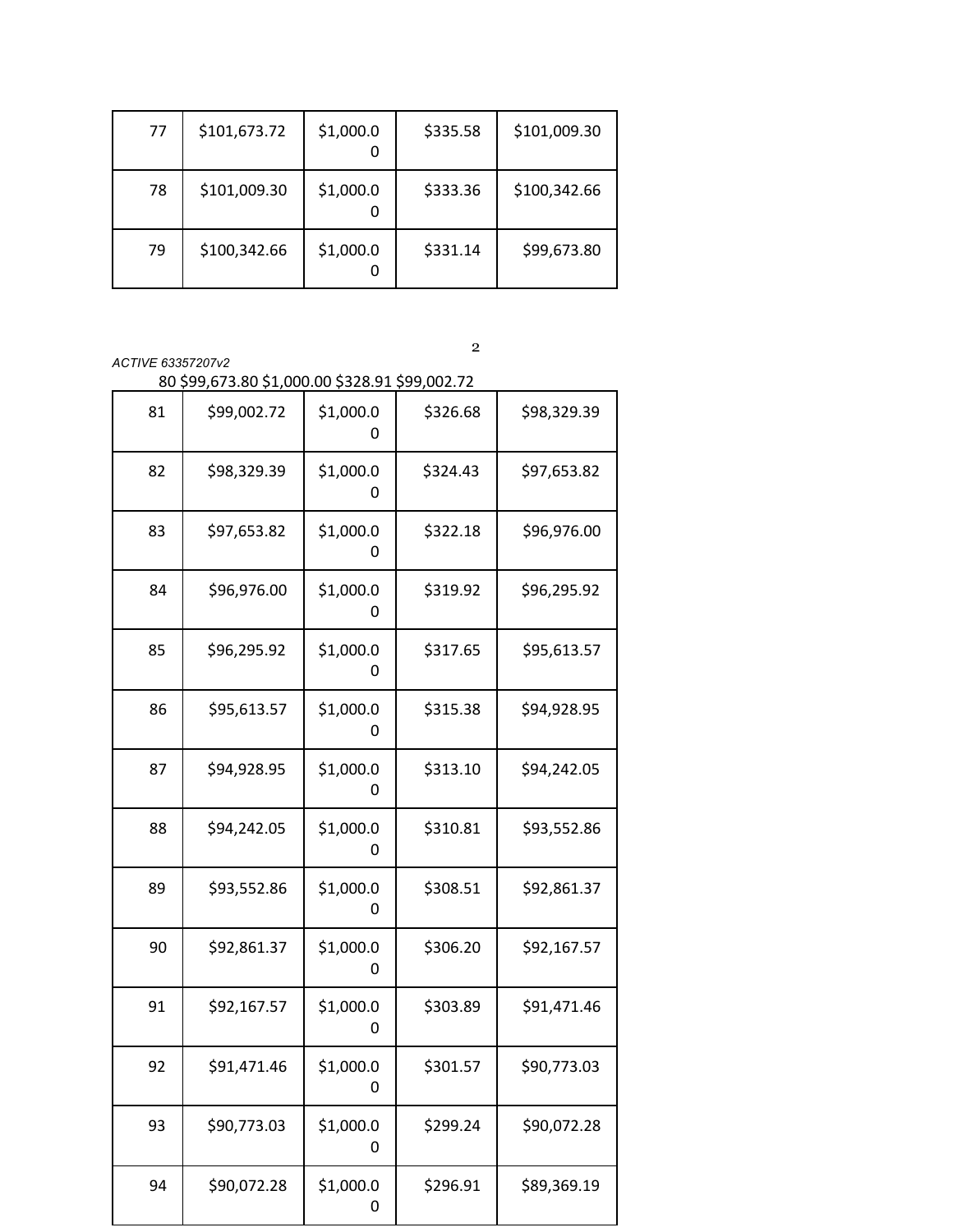| 77 | $101,673.72 | $1,000.00 | $335.58 | $101,009.30 |
|---|---|---|---|---|
| 78 | $101,009.30 | $1,000.00 | $333.36 | $100,342.66 |
| 79 | $100,342.66 | $1,000.00 | $331.14 | $99,673.80 |

ACTIVE 63357207v2

| 80 | $99,673.80 | $1,000.00 | $328.91 | $99,002.72 |
|---|---|---|---|---|
| 81 | $99,002.72 | $1,000.00 | $326.68 | $98,329.39 |
| 82 | $98,329.39 | $1,000.00 | $324.43 | $97,653.82 |
| 83 | $97,653.82 | $1,000.00 | $322.18 | $96,976.00 |
| 84 | $96,976.00 | $1,000.00 | $319.92 | $96,295.92 |
| 85 | $96,295.92 | $1,000.00 | $317.65 | $95,613.57 |
| 86 | $95,613.57 | $1,000.00 | $315.38 | $94,928.95 |
| 87 | $94,928.95 | $1,000.00 | $313.10 | $94,242.05 |
| 88 | $94,242.05 | $1,000.00 | $310.81 | $93,552.86 |
| 89 | $93,552.86 | $1,000.00 | $308.51 | $92,861.37 |
| 90 | $92,861.37 | $1,000.00 | $306.20 | $92,167.57 |
| 91 | $92,167.57 | $1,000.00 | $303.89 | $91,471.46 |
| 92 | $91,471.46 | $1,000.00 | $301.57 | $90,773.03 |
| 93 | $90,773.03 | $1,000.00 | $299.24 | $90,072.28 |
| 94 | $90,072.28 | $1,000.00 | $296.91 | $89,369.19 |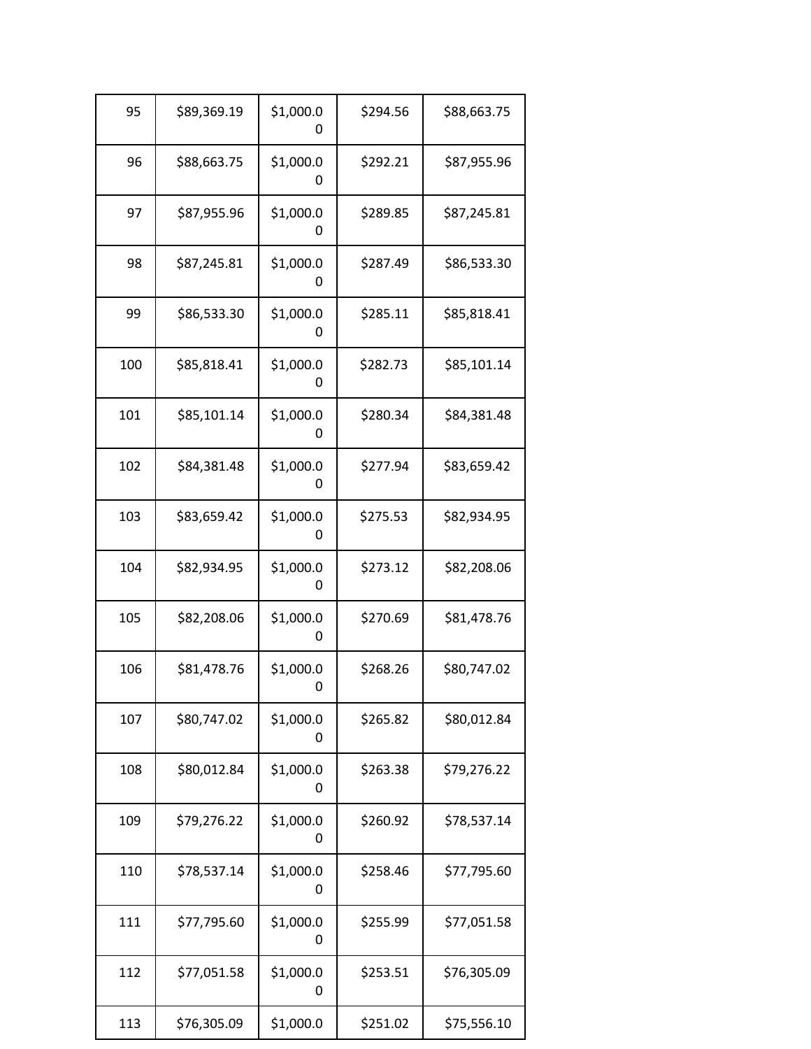| | | | | |
|---|---|---|---|---|
| 95 | $89,369.19 | $1,000.00 | $294.56 | $88,663.75 |
| 96 | $88,663.75 | $1,000.00 | $292.21 | $87,955.96 |
| 97 | $87,955.96 | $1,000.00 | $289.85 | $87,245.81 |
| 98 | $87,245.81 | $1,000.00 | $287.49 | $86,533.30 |
| 99 | $86,533.30 | $1,000.00 | $285.11 | $85,818.41 |
| 100 | $85,818.41 | $1,000.00 | $282.73 | $85,101.14 |
| 101 | $85,101.14 | $1,000.00 | $280.34 | $84,381.48 |
| 102 | $84,381.48 | $1,000.00 | $277.94 | $83,659.42 |
| 103 | $83,659.42 | $1,000.00 | $275.53 | $82,934.95 |
| 104 | $82,934.95 | $1,000.00 | $273.12 | $82,208.06 |
| 105 | $82,208.06 | $1,000.00 | $270.69 | $81,478.76 |
| 106 | $81,478.76 | $1,000.00 | $268.26 | $80,747.02 |
| 107 | $80,747.02 | $1,000.00 | $265.82 | $80,012.84 |
| 108 | $80,012.84 | $1,000.00 | $263.38 | $79,276.22 |
| 109 | $79,276.22 | $1,000.00 | $260.92 | $78,537.14 |
| 110 | $78,537.14 | $1,000.00 | $258.46 | $77,795.60 |
| 111 | $77,795.60 | $1,000.00 | $255.99 | $77,051.58 |
| 112 | $77,051.58 | $1,000.00 | $253.51 | $76,305.09 |
| 113 | $76,305.09 | $1,000.0 | $251.02 | $75,556.10 |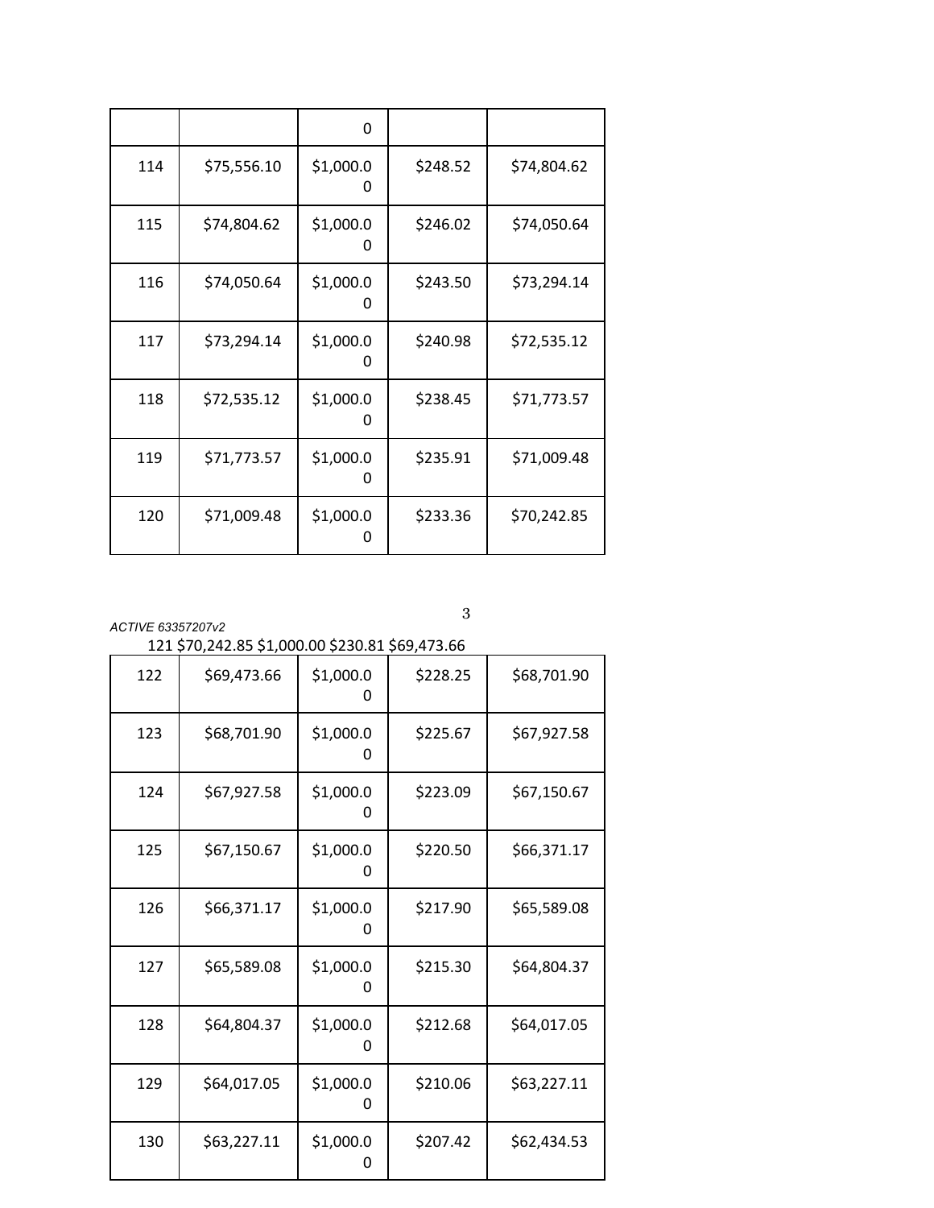| | | | | |
|---|---|---|---|---|
| | | 0 | | |
| 114 | $75,556.10 | $1,000.00 | $248.52 | $74,804.62 |
| 115 | $74,804.62 | $1,000.00 | $246.02 | $74,050.64 |
| 116 | $74,050.64 | $1,000.00 | $243.50 | $73,294.14 |
| 117 | $73,294.14 | $1,000.00 | $240.98 | $72,535.12 |
| 118 | $72,535.12 | $1,000.00 | $238.45 | $71,773.57 |
| 119 | $71,773.57 | $1,000.00 | $235.91 | $71,009.48 |
| 120 | $71,009.48 | $1,000.00 | $233.36 | $70,242.85 |

ACTIVE 63357207v2

| | | | | |
|---|---|---|---|---|
| 121 | $70,242.85 | $1,000.00 | $230.81 | $69,473.66 |
| 122 | $69,473.66 | $1,000.00 | $228.25 | $68,701.90 |
| 123 | $68,701.90 | $1,000.00 | $225.67 | $67,927.58 |
| 124 | $67,927.58 | $1,000.00 | $223.09 | $67,150.67 |
| 125 | $67,150.67 | $1,000.00 | $220.50 | $66,371.17 |
| 126 | $66,371.17 | $1,000.00 | $217.90 | $65,589.08 |
| 127 | $65,589.08 | $1,000.00 | $215.30 | $64,804.37 |
| 128 | $64,804.37 | $1,000.00 | $212.68 | $64,017.05 |
| 129 | $64,017.05 | $1,000.00 | $210.06 | $63,227.11 |
| 130 | $63,227.11 | $1,000.00 | $207.42 | $62,434.53 |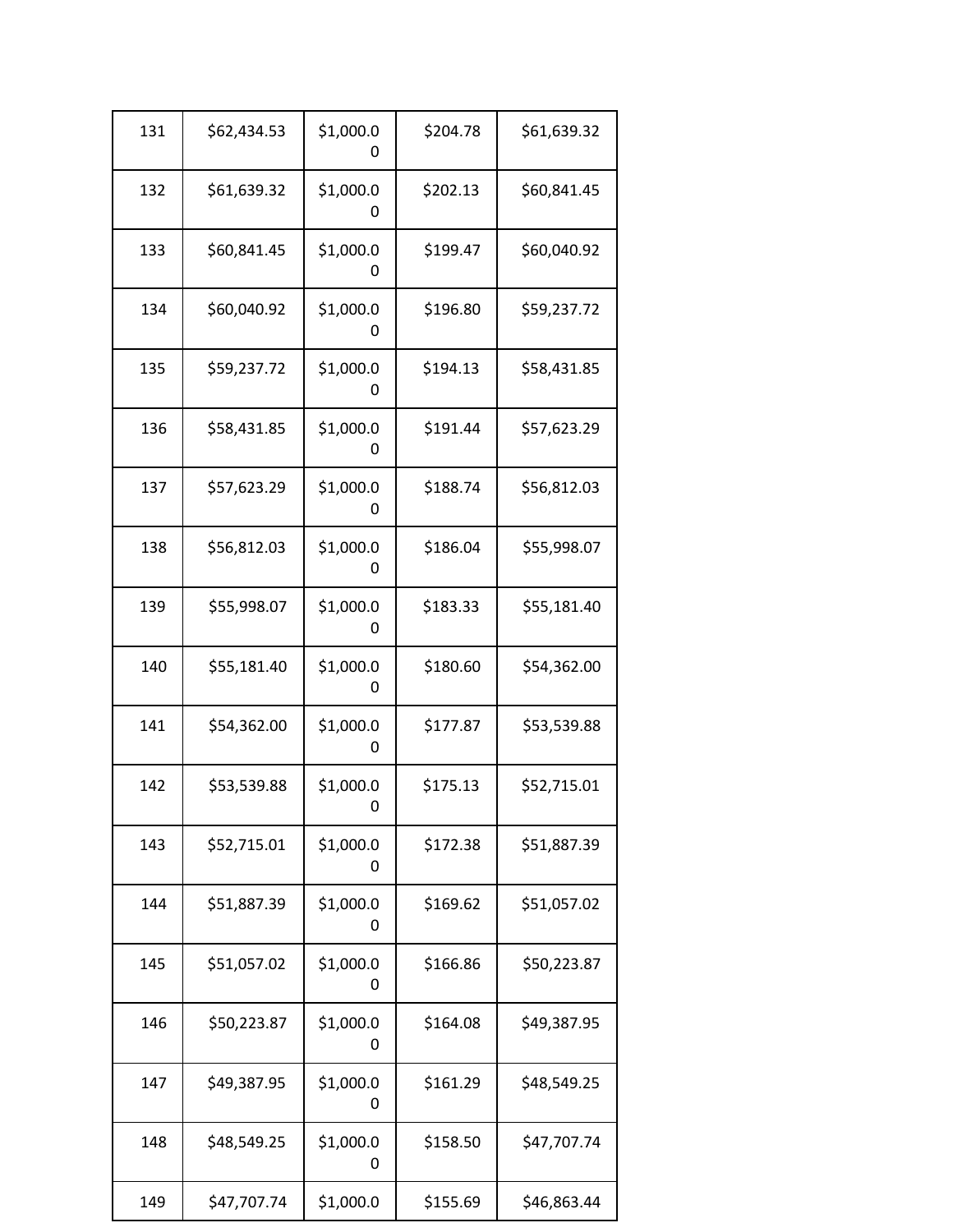| 131 | $62,434.53 | $1,000.00 | $204.78 | $61,639.32 |
|---|---|---|---|---|
| 132 | $61,639.32 | $1,000.00 | $202.13 | $60,841.45 |
| 133 | $60,841.45 | $1,000.00 | $199.47 | $60,040.92 |
| 134 | $60,040.92 | $1,000.00 | $196.80 | $59,237.72 |
| 135 | $59,237.72 | $1,000.00 | $194.13 | $58,431.85 |
| 136 | $58,431.85 | $1,000.00 | $191.44 | $57,623.29 |
| 137 | $57,623.29 | $1,000.00 | $188.74 | $56,812.03 |
| 138 | $56,812.03 | $1,000.00 | $186.04 | $55,998.07 |
| 139 | $55,998.07 | $1,000.00 | $183.33 | $55,181.40 |
| 140 | $55,181.40 | $1,000.00 | $180.60 | $54,362.00 |
| 141 | $54,362.00 | $1,000.00 | $177.87 | $53,539.88 |
| 142 | $53,539.88 | $1,000.00 | $175.13 | $52,715.01 |
| 143 | $52,715.01 | $1,000.00 | $172.38 | $51,887.39 |
| 144 | $51,887.39 | $1,000.00 | $169.62 | $51,057.02 |
| 145 | $51,057.02 | $1,000.00 | $166.86 | $50,223.87 |
| 146 | $50,223.87 | $1,000.00 | $164.08 | $49,387.95 |
| 147 | $49,387.95 | $1,000.00 | $161.29 | $48,549.25 |
| 148 | $48,549.25 | $1,000.00 | $158.50 | $47,707.74 |
| 149 | $47,707.74 | $1,000.0 | $155.69 | $46,863.44 |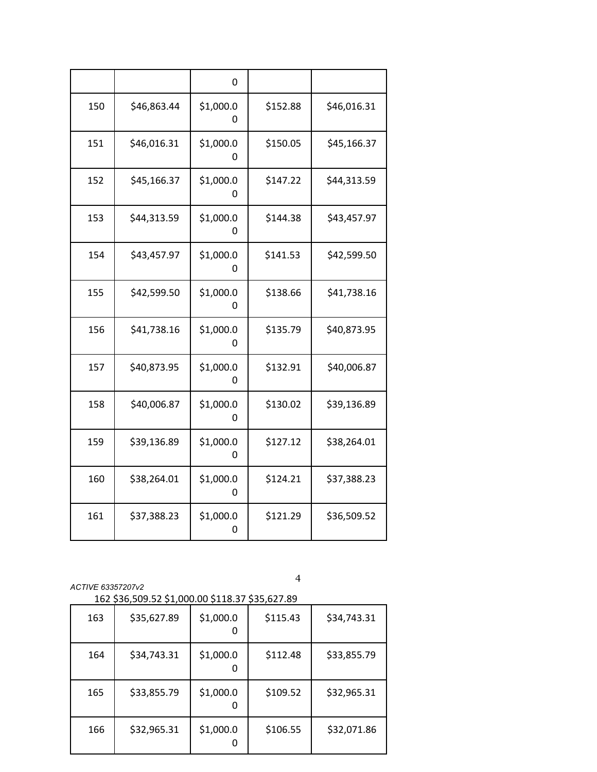| | | 0 | | |
|---|---|---|---|---|
| 150 | $46,863.44 | $1,000.00 | $152.88 | $46,016.31 |
| 151 | $46,016.31 | $1,000.00 | $150.05 | $45,166.37 |
| 152 | $45,166.37 | $1,000.00 | $147.22 | $44,313.59 |
| 153 | $44,313.59 | $1,000.00 | $144.38 | $43,457.97 |
| 154 | $43,457.97 | $1,000.00 | $141.53 | $42,599.50 |
| 155 | $42,599.50 | $1,000.00 | $138.66 | $41,738.16 |
| 156 | $41,738.16 | $1,000.00 | $135.79 | $40,873.95 |
| 157 | $40,873.95 | $1,000.00 | $132.91 | $40,006.87 |
| 158 | $40,006.87 | $1,000.00 | $130.02 | $39,136.89 |
| 159 | $39,136.89 | $1,000.00 | $127.12 | $38,264.01 |
| 160 | $38,264.01 | $1,000.00 | $124.21 | $37,388.23 |
| 161 | $37,388.23 | $1,000.00 | $121.29 | $36,509.52 |
| 162 | $36,509.52 | $1,000.00 | $118.37 | $35,627.89 |
| 163 | $35,627.89 | $1,000.00 | $115.43 | $34,743.31 |
| 164 | $34,743.31 | $1,000.00 | $112.48 | $33,855.79 |
| 165 | $33,855.79 | $1,000.00 | $109.52 | $32,965.31 |
| 166 | $32,965.31 | $1,000.00 | $106.55 | $32,071.86 |

*ACTIVE 63357207v2*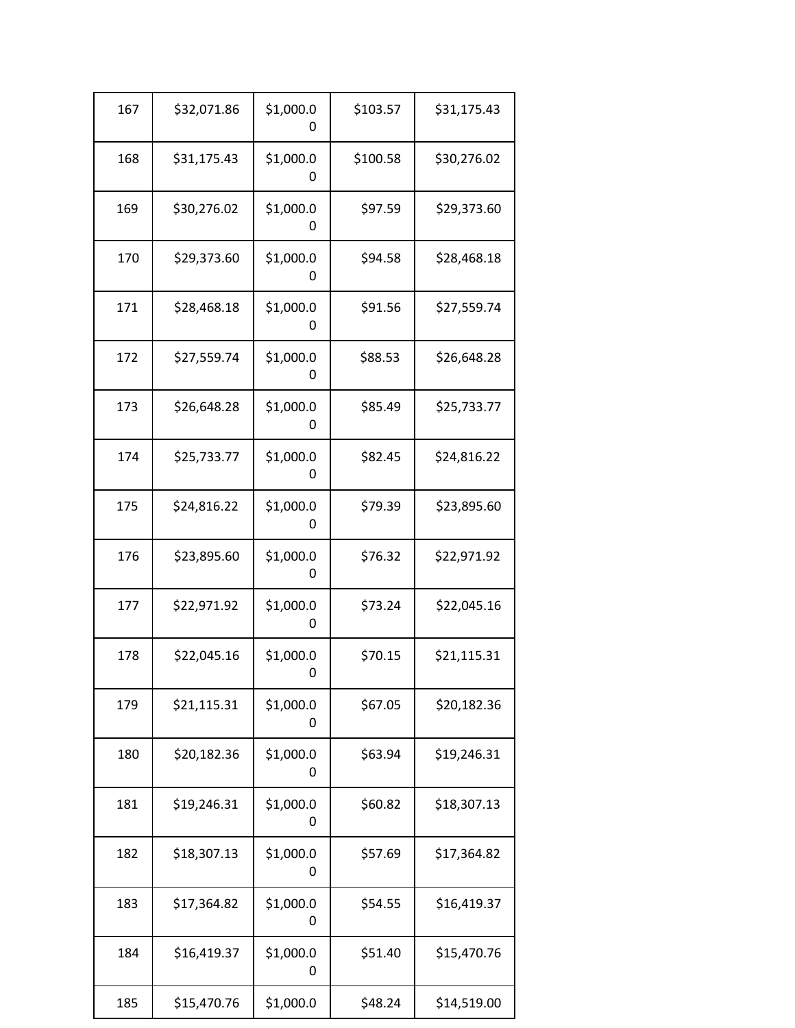| 167 | $32,071.86 | $1,000.00 | $103.57 | $31,175.43 |
|---|---|---|---|---|
| 168 | $31,175.43 | $1,000.00 | $100.58 | $30,276.02 |
| 169 | $30,276.02 | $1,000.00 | $97.59 | $29,373.60 |
| 170 | $29,373.60 | $1,000.00 | $94.58 | $28,468.18 |
| 171 | $28,468.18 | $1,000.00 | $91.56 | $27,559.74 |
| 172 | $27,559.74 | $1,000.00 | $88.53 | $26,648.28 |
| 173 | $26,648.28 | $1,000.00 | $85.49 | $25,733.77 |
| 174 | $25,733.77 | $1,000.00 | $82.45 | $24,816.22 |
| 175 | $24,816.22 | $1,000.00 | $79.39 | $23,895.60 |
| 176 | $23,895.60 | $1,000.00 | $76.32 | $22,971.92 |
| 177 | $22,971.92 | $1,000.00 | $73.24 | $22,045.16 |
| 178 | $22,045.16 | $1,000.00 | $70.15 | $21,115.31 |
| 179 | $21,115.31 | $1,000.00 | $67.05 | $20,182.36 |
| 180 | $20,182.36 | $1,000.00 | $63.94 | $19,246.31 |
| 181 | $19,246.31 | $1,000.00 | $60.82 | $18,307.13 |
| 182 | $18,307.13 | $1,000.00 | $57.69 | $17,364.82 |
| 183 | $17,364.82 | $1,000.00 | $54.55 | $16,419.37 |
| 184 | $16,419.37 | $1,000.00 | $51.40 | $15,470.76 |
| 185 | $15,470.76 | $1,000.0 | $48.24 | $14,519.00 |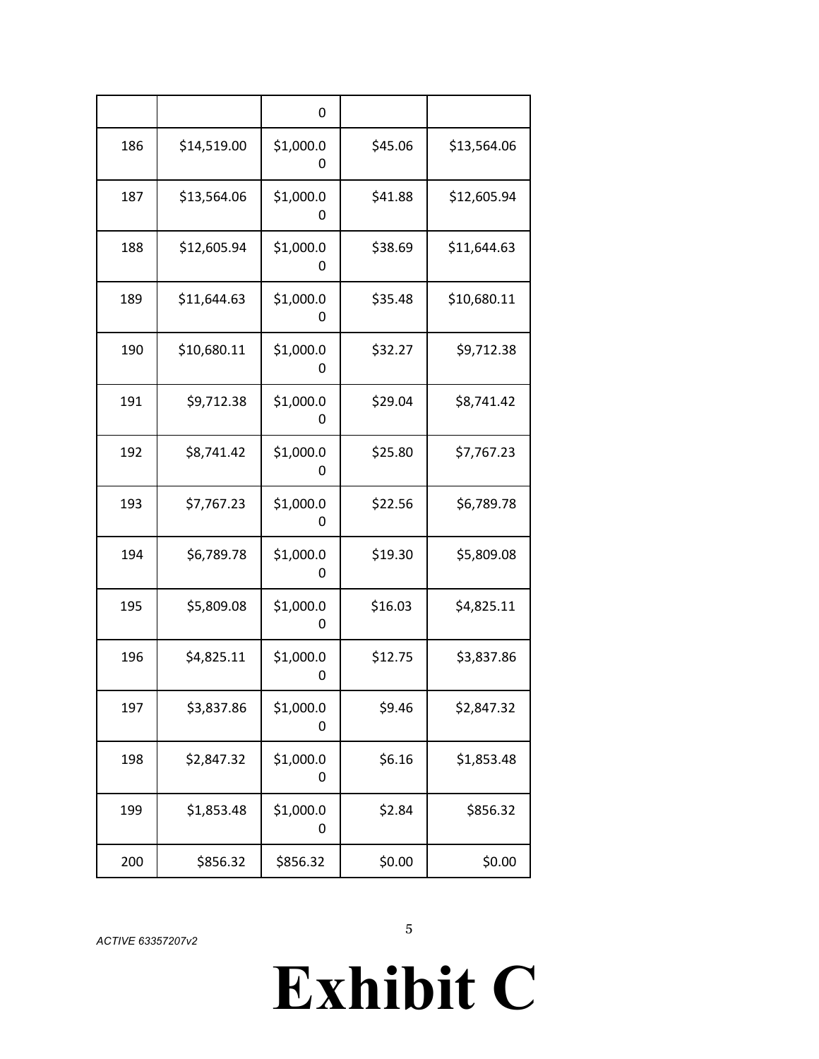|  |  | 0 |  |  |
|---|---|---|---|---|
| 186 | $14,519.00 | $1,000.00 | $45.06 | $13,564.06 |
| 187 | $13,564.06 | $1,000.00 | $41.88 | $12,605.94 |
| 188 | $12,605.94 | $1,000.00 | $38.69 | $11,644.63 |
| 189 | $11,644.63 | $1,000.00 | $35.48 | $10,680.11 |
| 190 | $10,680.11 | $1,000.00 | $32.27 | $9,712.38 |
| 191 | $9,712.38 | $1,000.00 | $29.04 | $8,741.42 |
| 192 | $8,741.42 | $1,000.00 | $25.80 | $7,767.23 |
| 193 | $7,767.23 | $1,000.00 | $22.56 | $6,789.78 |
| 194 | $6,789.78 | $1,000.00 | $19.30 | $5,809.08 |
| 195 | $5,809.08 | $1,000.00 | $16.03 | $4,825.11 |
| 196 | $4,825.11 | $1,000.00 | $12.75 | $3,837.86 |
| 197 | $3,837.86 | $1,000.00 | $9.46 | $2,847.32 |
| 198 | $2,847.32 | $1,000.00 | $6.16 | $1,853.48 |
| 199 | $1,853.48 | $1,000.00 | $2.84 | $856.32 |
| 200 | $856.32 | $856.32 | $0.00 | $0.00 |

*ACTIVE 63357207v2*

# Exhibit C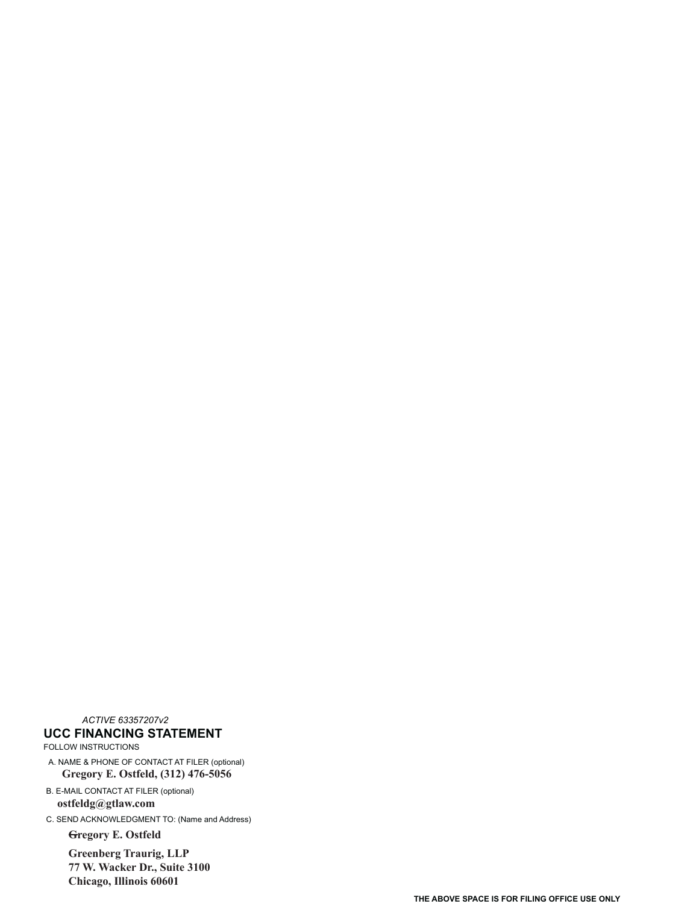*ACTIVE 63357207v2*

## UCC FINANCING STATEMENT

FOLLOW INSTRUCTIONS

A. NAME & PHONE OF CONTACT AT FILER (optional)

**Gregory E. Ostfeld, (312) 476-5056**

B. E-MAIL CONTACT AT FILER (optional)

**ostfeldg@gtlaw.com**

C. SEND ACKNOWLEDGMENT TO: (Name and Address)

**Gregory E. Ostfeld**

**Greenberg Traurig, LLP**
**77 W. Wacker Dr., Suite 3100**
**Chicago, Illinois 60601**

THE ABOVE SPACE IS FOR FILING OFFICE USE ONLY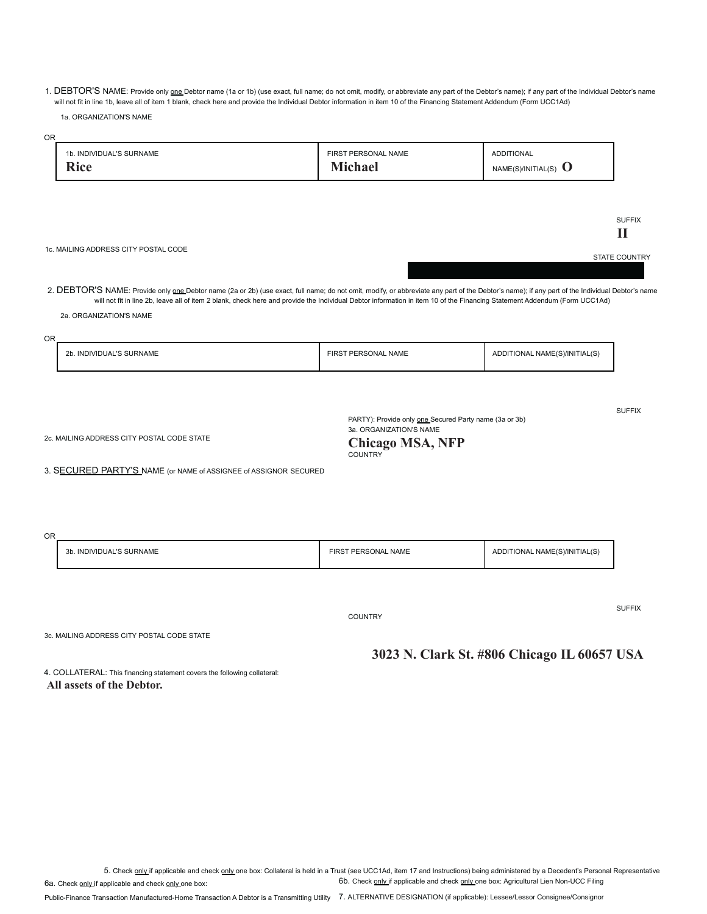1. DEBTOR'S NAME: Provide only one Debtor name (1a or 1b) (use exact, full name; do not omit, modify, or abbreviate any part of the Debtor's name); if any part of the Individual Debtor's name will not fit in line 1b, leave all of item 1 blank, check here and provide the Individual Debtor information in item 10 of the Financing Statement Addendum (Form UCC1Ad)

1a. ORGANIZATION'S NAME

OR

| 1b. INDIVIDUAL'S SURNAME | FIRST PERSONAL NAME | ADDITIONAL NAME(S)/INITIAL(S) | SUFFIX |
|---|---|---|---|
| **Rice** | **Michael** | **O** | **II** |

1c. MAILING ADDRESS CITY POSTAL CODE STATE COUNTRY

2. DEBTOR'S NAME: Provide only one Debtor name (2a or 2b) (use exact, full name; do not omit, modify, or abbreviate any part of the Debtor's name); if any part of the Individual Debtor's name will not fit in line 2b, leave all of item 2 blank, check here and provide the Individual Debtor information in item 10 of the Financing Statement Addendum (Form UCC1Ad)

2a. ORGANIZATION'S NAME

OR

| 2b. INDIVIDUAL'S SURNAME | FIRST PERSONAL NAME | ADDITIONAL NAME(S)/INITIAL(S) | SUFFIX |
|---|---|---|---|
| | | | |

2c. MAILING ADDRESS CITY POSTAL CODE STATE COUNTRY

3. SECURED PARTY'S NAME (or NAME of ASSIGNEE of ASSIGNOR SECURED PARTY): Provide only one Secured Party name (3a or 3b)

3a. ORGANIZATION'S NAME

**Chicago MSA, NFP**

OR

| 3b. INDIVIDUAL'S SURNAME | FIRST PERSONAL NAME | ADDITIONAL NAME(S)/INITIAL(S) | SUFFIX |
|---|---|---|---|
| | | | |

3c. MAILING ADDRESS CITY POSTAL CODE STATE COUNTRY

**3023 N. Clark St. #806 Chicago IL 60657 USA**

4. COLLATERAL: This financing statement covers the following collateral:

**All assets of the Debtor.**

5. Check only if applicable and check only one box: Collateral is held in a Trust (see UCC1Ad, item 17 and Instructions) being administered by a Decedent's Personal Representative

6a. Check only if applicable and check only one box:

Public-Finance Transaction Manufactured-Home Transaction A Debtor is a Transmitting Utility

6b. Check only if applicable and check only one box: Agricultural Lien Non-UCC Filing

7. ALTERNATIVE DESIGNATION (if applicable): Lessee/Lessor Consignee/Consignor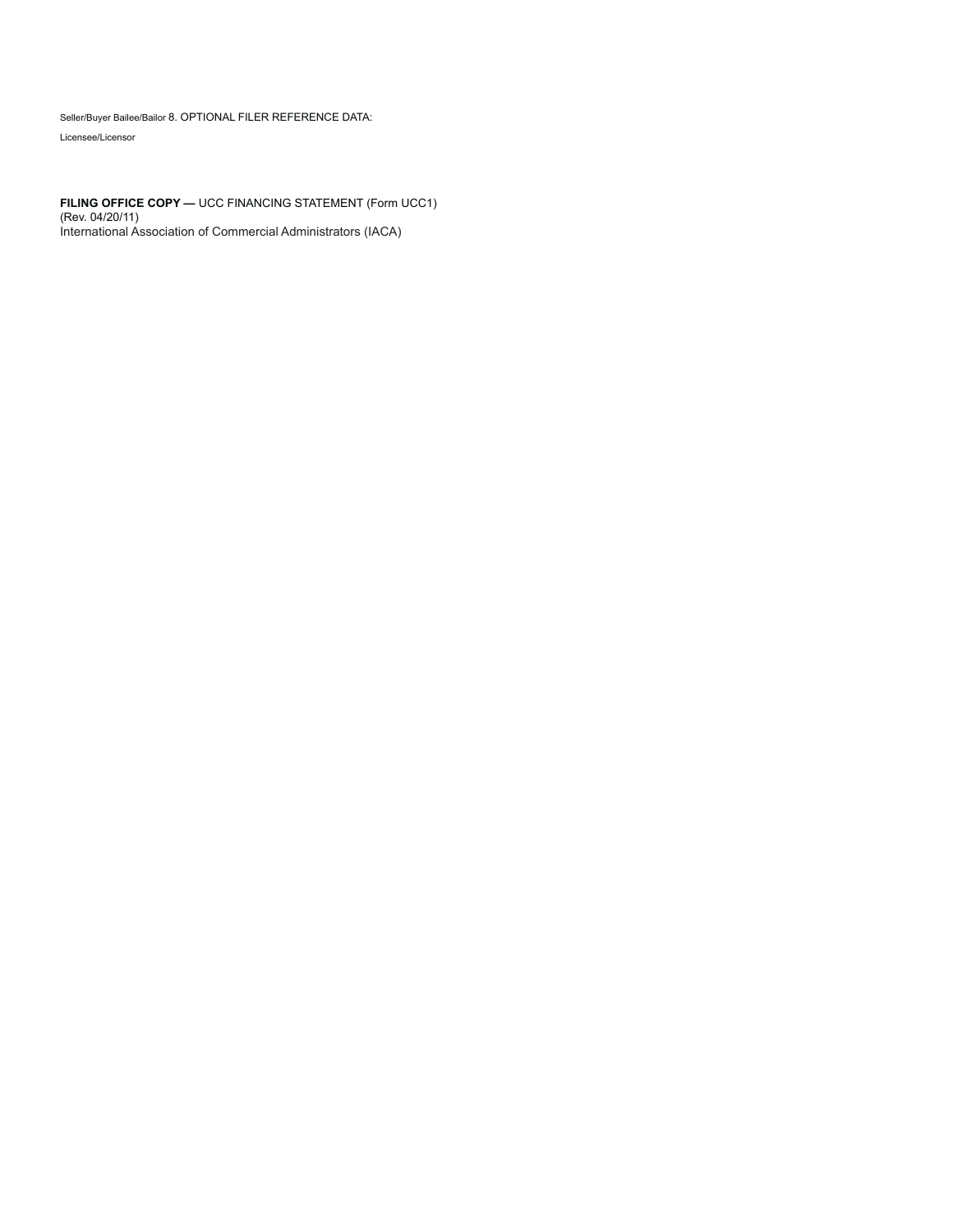Seller/Buyer Bailee/Bailor 8. OPTIONAL FILER REFERENCE DATA:

Licensee/Licensor

**FILING OFFICE COPY —** UCC FINANCING STATEMENT (Form UCC1)
(Rev. 04/20/11)
International Association of Commercial Administrators (IACA)